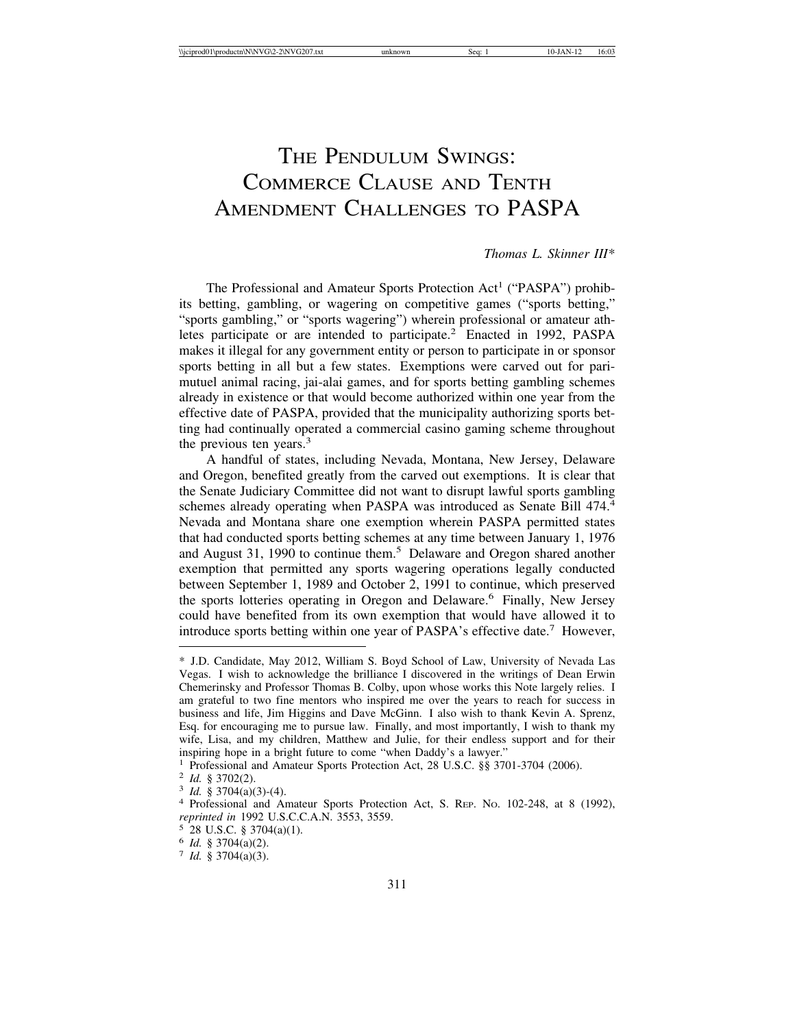# THE PENDULUM SWINGS: COMMERCE CLAUSE AND TENTH AMENDMENT CHALLENGES TO PASPA

*Thomas L. Skinner III**

The Professional and Amateur Sports Protection Act[1] ("PASPA") prohibits betting, gambling, or wagering on competitive games ("sports betting," "sports gambling," or "sports wagering") wherein professional or amateur athletes participate or are intended to participate.[2] Enacted in 1992, PASPA makes it illegal for any government entity or person to participate in or sponsor sports betting in all but a few states. Exemptions were carved out for pari-mutuel animal racing, jai-alai games, and for sports betting gambling schemes already in existence or that would become authorized within one year from the effective date of PASPA, provided that the municipality authorizing sports betting had continually operated a commercial casino gaming scheme throughout the previous ten years.[3]

A handful of states, including Nevada, Montana, New Jersey, Delaware and Oregon, benefited greatly from the carved out exemptions. It is clear that the Senate Judiciary Committee did not want to disrupt lawful sports gambling schemes already operating when PASPA was introduced as Senate Bill 474.[4] Nevada and Montana share one exemption wherein PASPA permitted states that had conducted sports betting schemes at any time between January 1, 1976 and August 31, 1990 to continue them.[5] Delaware and Oregon shared another exemption that permitted any sports wagering operations legally conducted between September 1, 1989 and October 2, 1991 to continue, which preserved the sports lotteries operating in Oregon and Delaware.[6] Finally, New Jersey could have benefited from its own exemption that would have allowed it to introduce sports betting within one year of PASPA's effective date.[7] However,

---

\* J.D. Candidate, May 2012, William S. Boyd School of Law, University of Nevada Las Vegas. I wish to acknowledge the brilliance I discovered in the writings of Dean Erwin Chemerinsky and Professor Thomas B. Colby, upon whose works this Note largely relies. I am grateful to two fine mentors who inspired me over the years to reach for success in business and life, Jim Higgins and Dave McGinn. I also wish to thank Kevin A. Sprenz, Esq. for encouraging me to pursue law. Finally, and most importantly, I wish to thank my wife, Lisa, and my children, Matthew and Julie, for their endless support and for their inspiring hope in a bright future to come "when Daddy's a lawyer."

[1] Professional and Amateur Sports Protection Act, 28 U.S.C. §§ 3701-3704 (2006).

[2] *Id.* § 3702(2).

[3] *Id.* § 3704(a)(3)-(4).

[4] Professional and Amateur Sports Protection Act, S. REP. NO. 102-248, at 8 (1992), *reprinted in* 1992 U.S.C.C.A.N. 3553, 3559.

[5] 28 U.S.C. § 3704(a)(1).

[6] *Id.* § 3704(a)(2).

[7] *Id.* § 3704(a)(3).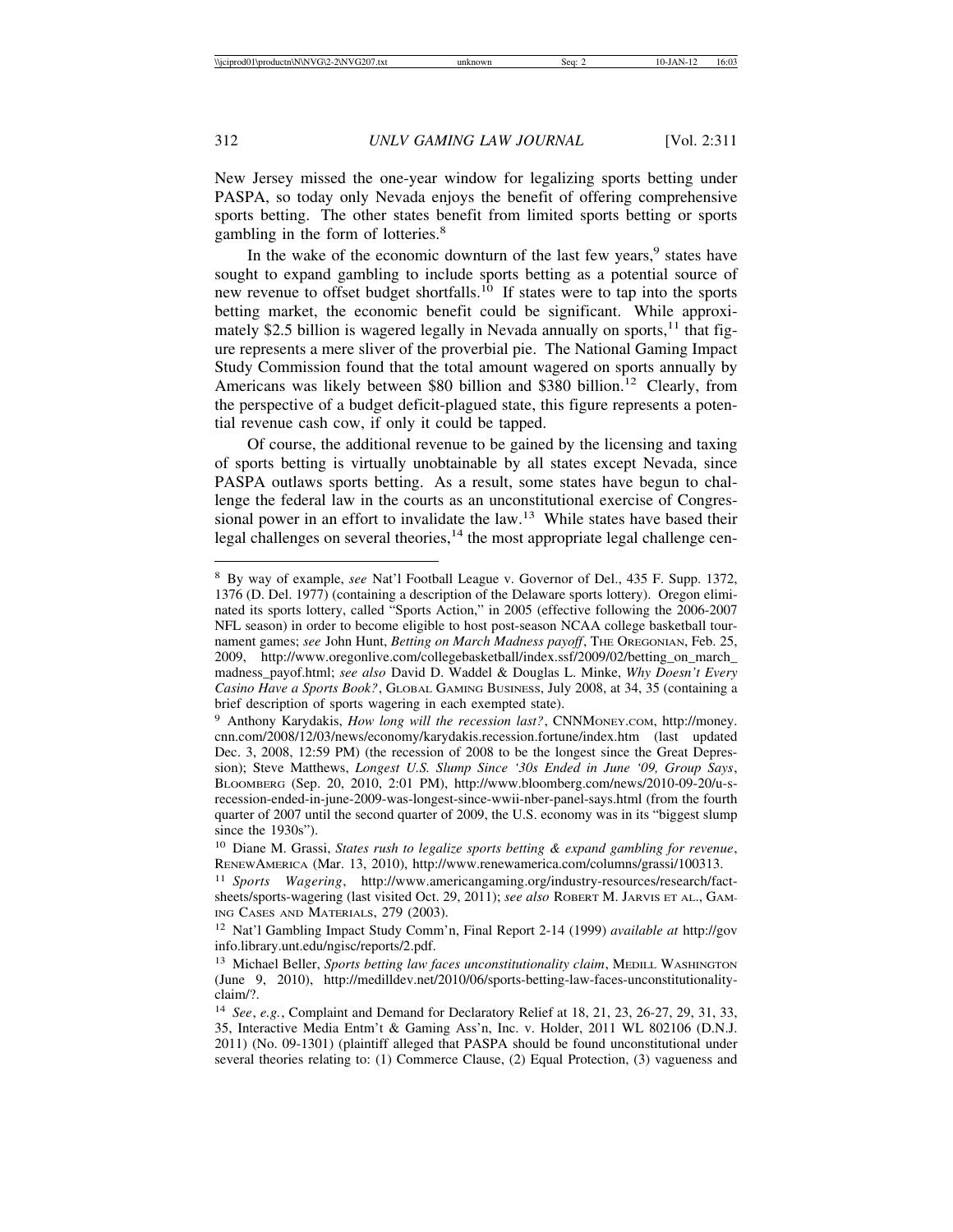New Jersey missed the one-year window for legalizing sports betting under PASPA, so today only Nevada enjoys the benefit of offering comprehensive sports betting. The other states benefit from limited sports betting or sports gambling in the form of lotteries.[8]

In the wake of the economic downturn of the last few years,[9] states have sought to expand gambling to include sports betting as a potential source of new revenue to offset budget shortfalls.[10] If states were to tap into the sports betting market, the economic benefit could be significant. While approximately $2.5 billion is wagered legally in Nevada annually on sports,[11] that figure represents a mere sliver of the proverbial pie. The National Gaming Impact Study Commission found that the total amount wagered on sports annually by Americans was likely between $80 billion and $380 billion.[12] Clearly, from the perspective of a budget deficit-plagued state, this figure represents a potential revenue cash cow, if only it could be tapped.

Of course, the additional revenue to be gained by the licensing and taxing of sports betting is virtually unobtainable by all states except Nevada, since PASPA outlaws sports betting. As a result, some states have begun to challenge the federal law in the courts as an unconstitutional exercise of Congressional power in an effort to invalidate the law.[13] While states have based their legal challenges on several theories,[14] the most appropriate legal challenge cen-

---

[8] By way of example, *see* Nat'l Football League v. Governor of Del., 435 F. Supp. 1372, 1376 (D. Del. 1977) (containing a description of the Delaware sports lottery). Oregon eliminated its sports lottery, called "Sports Action," in 2005 (effective following the 2006-2007 NFL season) in order to become eligible to host post-season NCAA college basketball tournament games; *see* John Hunt, *Betting on March Madness payoff*, THE OREGONIAN, Feb. 25, 2009, http://www.oregonlive.com/collegebasketball/index.ssf/2009/02/betting_on_march_madness_payof.html; *see also* David D. Waddel & Douglas L. Minke, *Why Doesn't Every Casino Have a Sports Book?*, GLOBAL GAMING BUSINESS, July 2008, at 34, 35 (containing a brief description of sports wagering in each exempted state).

[9] Anthony Karydakis, *How long will the recession last?*, CNNMONEY.COM, http://money.cnn.com/2008/12/03/news/economy/karydakis.recession.fortune/index.htm (last updated Dec. 3, 2008, 12:59 PM) (the recession of 2008 to be the longest since the Great Depression); Steve Matthews, *Longest U.S. Slump Since '30s Ended in June '09, Group Says*, BLOOMBERG (Sep. 20, 2010, 2:01 PM), http://www.bloomberg.com/news/2010-09-20/u-s-recession-ended-in-june-2009-was-longest-since-wwii-nber-panel-says.html (from the fourth quarter of 2007 until the second quarter of 2009, the U.S. economy was in its "biggest slump since the 1930s").

[10] Diane M. Grassi, *States rush to legalize sports betting & expand gambling for revenue*, RENEWAMERICA (Mar. 13, 2010), http://www.renewamerica.com/columns/grassi/100313.

[11] *Sports Wagering*, http://www.americangaming.org/industry-resources/research/fact-sheets/sports-wagering (last visited Oct. 29, 2011); *see also* ROBERT M. JARVIS ET AL., GAMING CASES AND MATERIALS, 279 (2003).

[12] Nat'l Gambling Impact Study Comm'n, Final Report 2-14 (1999) *available at* http://govinfo.library.unt.edu/ngisc/reports/2.pdf.

[13] Michael Beller, *Sports betting law faces unconstitutionality claim*, MEDILL WASHINGTON (June 9, 2010), http://medilldev.net/2010/06/sports-betting-law-faces-unconstitutionality-claim/?.

[14] *See*, *e.g.*, Complaint and Demand for Declaratory Relief at 18, 21, 23, 26-27, 29, 31, 33, 35, Interactive Media Entm't & Gaming Ass'n, Inc. v. Holder, 2011 WL 802106 (D.N.J. 2011) (No. 09-1301) (plaintiff alleged that PASPA should be found unconstitutional under several theories relating to: (1) Commerce Clause, (2) Equal Protection, (3) vagueness and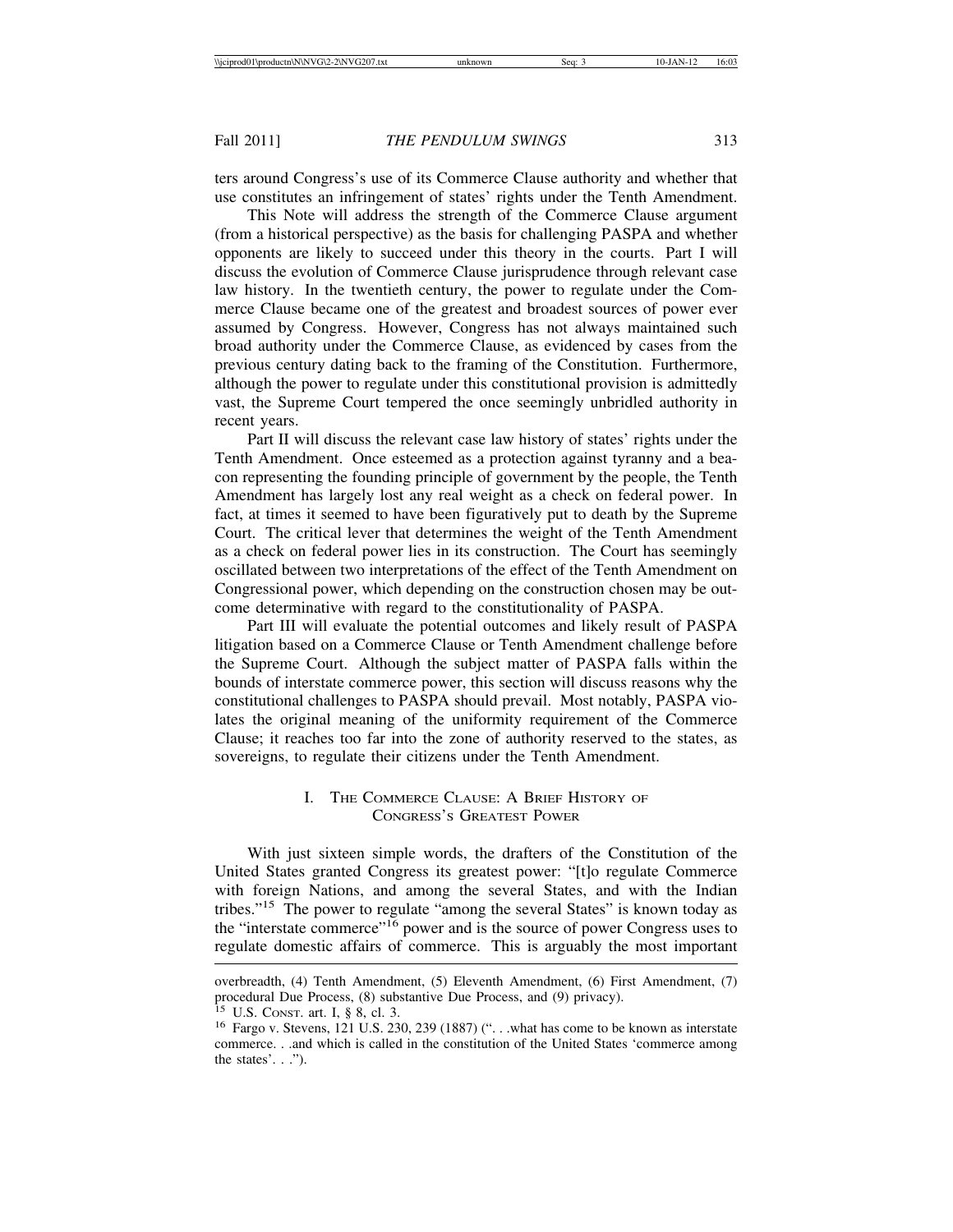ters around Congress's use of its Commerce Clause authority and whether that use constitutes an infringement of states' rights under the Tenth Amendment.

This Note will address the strength of the Commerce Clause argument (from a historical perspective) as the basis for challenging PASPA and whether opponents are likely to succeed under this theory in the courts. Part I will discuss the evolution of Commerce Clause jurisprudence through relevant case law history. In the twentieth century, the power to regulate under the Commerce Clause became one of the greatest and broadest sources of power ever assumed by Congress. However, Congress has not always maintained such broad authority under the Commerce Clause, as evidenced by cases from the previous century dating back to the framing of the Constitution. Furthermore, although the power to regulate under this constitutional provision is admittedly vast, the Supreme Court tempered the once seemingly unbridled authority in recent years.

Part II will discuss the relevant case law history of states' rights under the Tenth Amendment. Once esteemed as a protection against tyranny and a beacon representing the founding principle of government by the people, the Tenth Amendment has largely lost any real weight as a check on federal power. In fact, at times it seemed to have been figuratively put to death by the Supreme Court. The critical lever that determines the weight of the Tenth Amendment as a check on federal power lies in its construction. The Court has seemingly oscillated between two interpretations of the effect of the Tenth Amendment on Congressional power, which depending on the construction chosen may be outcome determinative with regard to the constitutionality of PASPA.

Part III will evaluate the potential outcomes and likely result of PASPA litigation based on a Commerce Clause or Tenth Amendment challenge before the Supreme Court. Although the subject matter of PASPA falls within the bounds of interstate commerce power, this section will discuss reasons why the constitutional challenges to PASPA should prevail. Most notably, PASPA violates the original meaning of the uniformity requirement of the Commerce Clause; it reaches too far into the zone of authority reserved to the states, as sovereigns, to regulate their citizens under the Tenth Amendment.

## I. The Commerce Clause: A Brief History of Congress's Greatest Power

With just sixteen simple words, the drafters of the Constitution of the United States granted Congress its greatest power: "[t]o regulate Commerce with foreign Nations, and among the several States, and with the Indian tribes."[15] The power to regulate "among the several States" is known today as the "interstate commerce"[16] power and is the source of power Congress uses to regulate domestic affairs of commerce. This is arguably the most important

---

overbreadth, (4) Tenth Amendment, (5) Eleventh Amendment, (6) First Amendment, (7) procedural Due Process, (8) substantive Due Process, and (9) privacy).

[15] U.S. Const. art. I, § 8, cl. 3.

[16] Fargo v. Stevens, 121 U.S. 230, 239 (1887) (". . .what has come to be known as interstate commerce. . .and which is called in the constitution of the United States 'commerce among the states'. . .").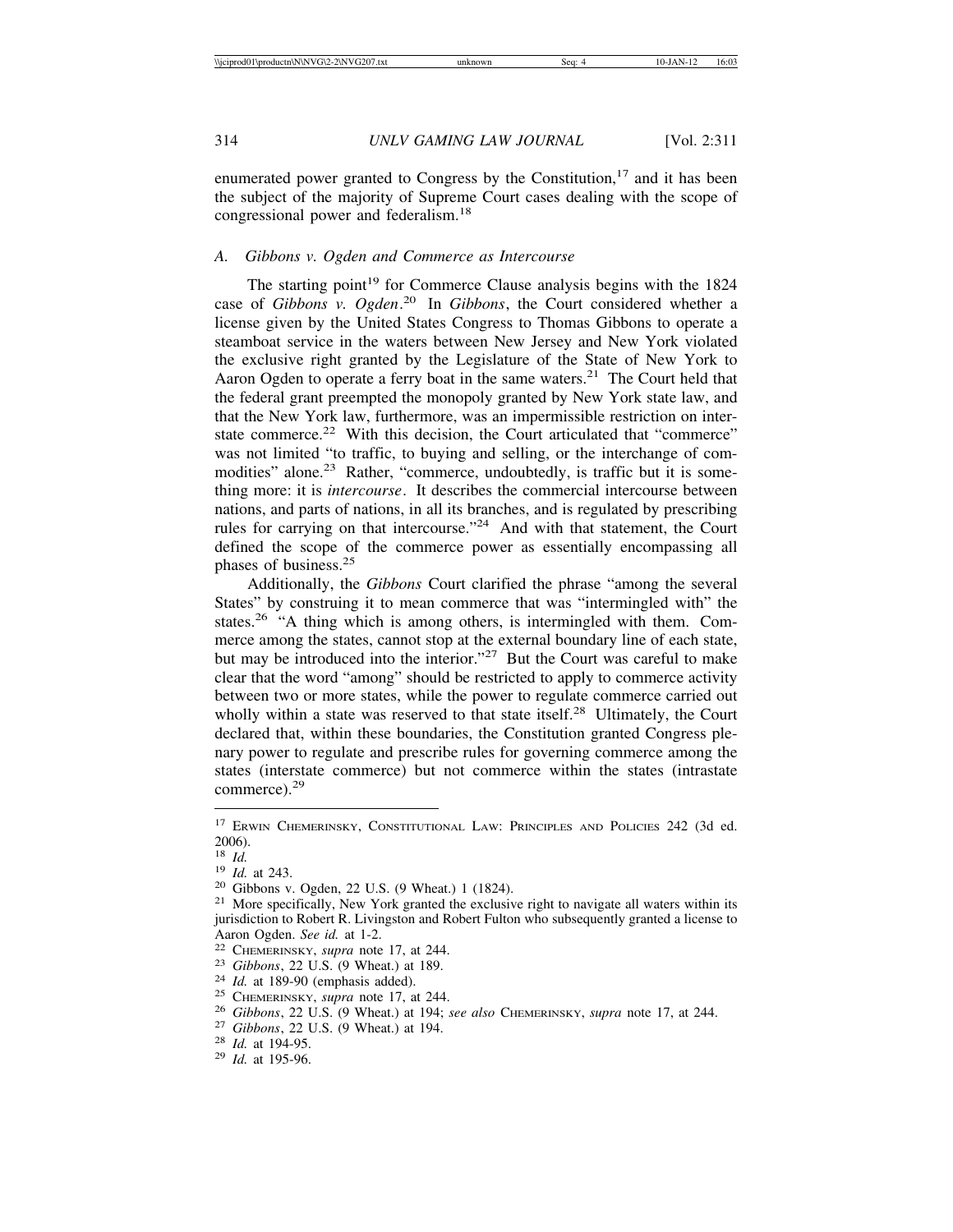enumerated power granted to Congress by the Constitution,[17] and it has been the subject of the majority of Supreme Court cases dealing with the scope of congressional power and federalism.[18]

### A. *Gibbons v. Ogden* and Commerce as Intercourse

The starting point[19] for Commerce Clause analysis begins with the 1824 case of *Gibbons v. Ogden*.[20] In *Gibbons*, the Court considered whether a license given by the United States Congress to Thomas Gibbons to operate a steamboat service in the waters between New Jersey and New York violated the exclusive right granted by the Legislature of the State of New York to Aaron Ogden to operate a ferry boat in the same waters.[21] The Court held that the federal grant preempted the monopoly granted by New York state law, and that the New York law, furthermore, was an impermissible restriction on interstate commerce.[22] With this decision, the Court articulated that "commerce" was not limited "to traffic, to buying and selling, or the interchange of commodities" alone.[23] Rather, "commerce, undoubtedly, is traffic but it is something more: it is *intercourse*. It describes the commercial intercourse between nations, and parts of nations, in all its branches, and is regulated by prescribing rules for carrying on that intercourse."[24] And with that statement, the Court defined the scope of the commerce power as essentially encompassing all phases of business.[25]

Additionally, the *Gibbons* Court clarified the phrase "among the several States" by construing it to mean commerce that was "intermingled with" the states.[26] "A thing which is among others, is intermingled with them. Commerce among the states, cannot stop at the external boundary line of each state, but may be introduced into the interior."[27] But the Court was careful to make clear that the word "among" should be restricted to apply to commerce activity between two or more states, while the power to regulate commerce carried out wholly within a state was reserved to that state itself.[28] Ultimately, the Court declared that, within these boundaries, the Constitution granted Congress plenary power to regulate and prescribe rules for governing commerce among the states (interstate commerce) but not commerce within the states (intrastate commerce).[29]

---

[17] Erwin Chemerinsky, Constitutional Law: Principles and Policies 242 (3d ed. 2006).
[18] *Id.*
[19] *Id.* at 243.
[20] Gibbons v. Ogden, 22 U.S. (9 Wheat.) 1 (1824).
[21] More specifically, New York granted the exclusive right to navigate all waters within its jurisdiction to Robert R. Livingston and Robert Fulton who subsequently granted a license to Aaron Ogden. *See id.* at 1-2.
[22] Chemerinsky, *supra* note 17, at 244.
[23] *Gibbons*, 22 U.S. (9 Wheat.) at 189.
[24] *Id.* at 189-90 (emphasis added).
[25] Chemerinsky, *supra* note 17, at 244.
[26] *Gibbons*, 22 U.S. (9 Wheat.) at 194; *see also* Chemerinsky, *supra* note 17, at 244.
[27] *Gibbons*, 22 U.S. (9 Wheat.) at 194.
[28] *Id.* at 194-95.
[29] *Id.* at 195-96.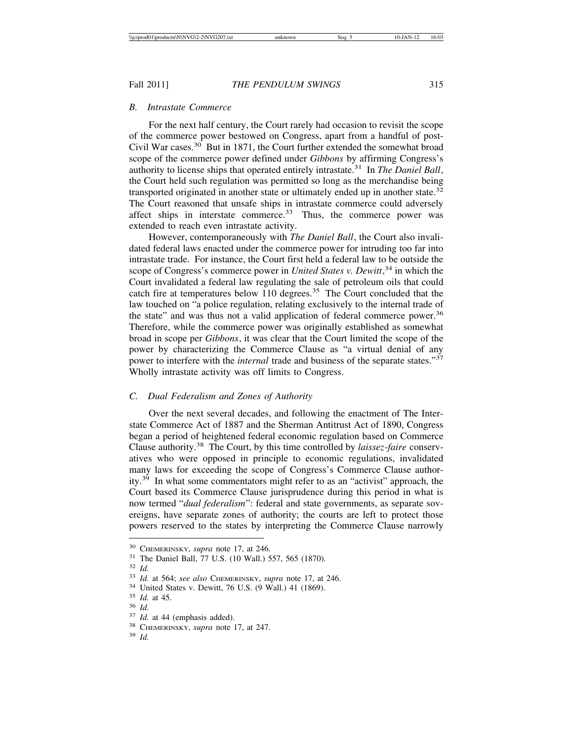### *B. Intrastate Commerce*

For the next half century, the Court rarely had occasion to revisit the scope of the commerce power bestowed on Congress, apart from a handful of post-Civil War cases.[30] But in 1871, the Court further extended the somewhat broad scope of the commerce power defined under *Gibbons* by affirming Congress's authority to license ships that operated entirely intrastate.[31] In *The Daniel Ball*, the Court held such regulation was permitted so long as the merchandise being transported originated in another state or ultimately ended up in another state.[32] The Court reasoned that unsafe ships in intrastate commerce could adversely affect ships in interstate commerce.[33] Thus, the commerce power was extended to reach even intrastate activity.

However, contemporaneously with *The Daniel Ball*, the Court also invalidated federal laws enacted under the commerce power for intruding too far into intrastate trade. For instance, the Court first held a federal law to be outside the scope of Congress's commerce power in *United States v. Dewitt*,[34] in which the Court invalidated a federal law regulating the sale of petroleum oils that could catch fire at temperatures below 110 degrees.[35] The Court concluded that the law touched on "a police regulation, relating exclusively to the internal trade of the state" and was thus not a valid application of federal commerce power.[36] Therefore, while the commerce power was originally established as somewhat broad in scope per *Gibbons*, it was clear that the Court limited the scope of the power by characterizing the Commerce Clause as "a virtual denial of any power to interfere with the *internal* trade and business of the separate states."[37] Wholly intrastate activity was off limits to Congress.

### *C. Dual Federalism and Zones of Authority*

Over the next several decades, and following the enactment of The Interstate Commerce Act of 1887 and the Sherman Antitrust Act of 1890, Congress began a period of heightened federal economic regulation based on Commerce Clause authority.[38] The Court, by this time controlled by *laissez-faire* conservatives who were opposed in principle to economic regulations, invalidated many laws for exceeding the scope of Congress's Commerce Clause authority.[39] In what some commentators might refer to as an "activist" approach, the Court based its Commerce Clause jurisprudence during this period in what is now termed "*dual federalism*": federal and state governments, as separate sovereigns, have separate zones of authority; the courts are left to protect those powers reserved to the states by interpreting the Commerce Clause narrowly

---

[30] Chemerinsky, *supra* note 17, at 246.

[31] The Daniel Ball, 77 U.S. (10 Wall.) 557, 565 (1870).

[32] *Id.*

[33] *Id.* at 564; *see also* Chemerinsky, *supra* note 17, at 246.

[34] United States v. Dewitt, 76 U.S. (9 Wall.) 41 (1869).

[35] *Id.* at 45.

[36] *Id.*

[37] *Id.* at 44 (emphasis added).

[38] Chemerinsky, *supra* note 17, at 247.

[39] *Id.*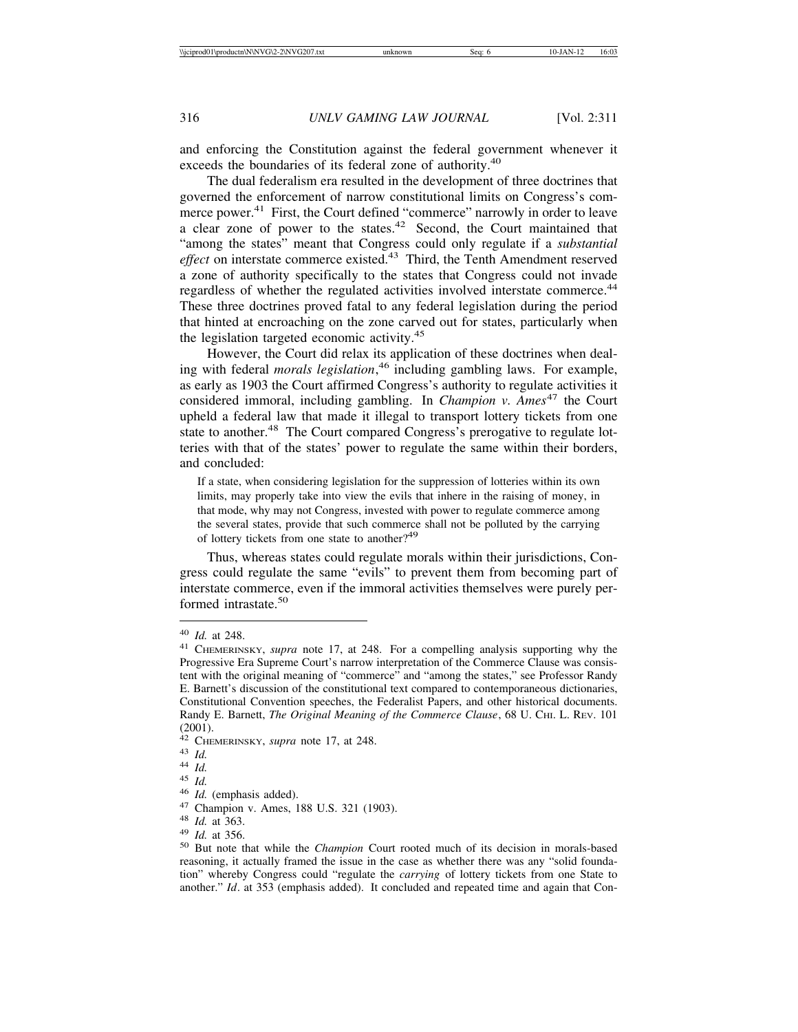and enforcing the Constitution against the federal government whenever it exceeds the boundaries of its federal zone of authority.[40]

The dual federalism era resulted in the development of three doctrines that governed the enforcement of narrow constitutional limits on Congress's commerce power.[41] First, the Court defined "commerce" narrowly in order to leave a clear zone of power to the states.[42] Second, the Court maintained that "among the states" meant that Congress could only regulate if a *substantial effect* on interstate commerce existed.[43] Third, the Tenth Amendment reserved a zone of authority specifically to the states that Congress could not invade regardless of whether the regulated activities involved interstate commerce.[44] These three doctrines proved fatal to any federal legislation during the period that hinted at encroaching on the zone carved out for states, particularly when the legislation targeted economic activity.[45]

However, the Court did relax its application of these doctrines when dealing with federal *morals legislation*,[46] including gambling laws. For example, as early as 1903 the Court affirmed Congress's authority to regulate activities it considered immoral, including gambling. In *Champion v. Ames*[47] the Court upheld a federal law that made it illegal to transport lottery tickets from one state to another.[48] The Court compared Congress's prerogative to regulate lotteries with that of the states' power to regulate the same within their borders, and concluded:

> If a state, when considering legislation for the suppression of lotteries within its own limits, may properly take into view the evils that inhere in the raising of money, in that mode, why may not Congress, invested with power to regulate commerce among the several states, provide that such commerce shall not be polluted by the carrying of lottery tickets from one state to another?[49]

Thus, whereas states could regulate morals within their jurisdictions, Congress could regulate the same "evils" to prevent them from becoming part of interstate commerce, even if the immoral activities themselves were purely performed intrastate.[50]

---

[40] *Id.* at 248.

[41] CHEMERINSKY, *supra* note 17, at 248. For a compelling analysis supporting why the Progressive Era Supreme Court's narrow interpretation of the Commerce Clause was consistent with the original meaning of "commerce" and "among the states," see Professor Randy E. Barnett's discussion of the constitutional text compared to contemporaneous dictionaries, Constitutional Convention speeches, the Federalist Papers, and other historical documents. Randy E. Barnett, *The Original Meaning of the Commerce Clause*, 68 U. CHI. L. REV. 101 (2001).

[42] CHEMERINSKY, *supra* note 17, at 248.

[43] *Id.*

[44] *Id.*

[45] *Id.*

[46] *Id.* (emphasis added).

[47] Champion v. Ames, 188 U.S. 321 (1903).

[48] *Id.* at 363.

[49] *Id.* at 356.

[50] But note that while the *Champion* Court rooted much of its decision in morals-based reasoning, it actually framed the issue in the case as whether there was any "solid foundation" whereby Congress could "regulate the *carrying* of lottery tickets from one State to another." *Id*. at 353 (emphasis added). It concluded and repeated time and again that Con-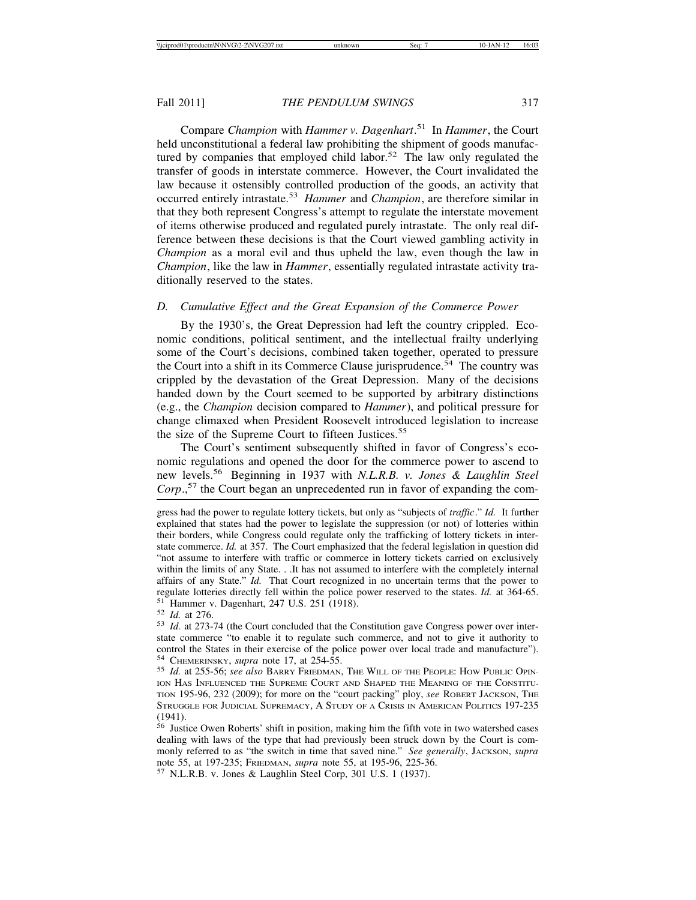Compare *Champion* with *Hammer v. Dagenhart*.[51] In *Hammer*, the Court held unconstitutional a federal law prohibiting the shipment of goods manufactured by companies that employed child labor.[52] The law only regulated the transfer of goods in interstate commerce. However, the Court invalidated the law because it ostensibly controlled production of the goods, an activity that occurred entirely intrastate.[53] *Hammer* and *Champion*, are therefore similar in that they both represent Congress's attempt to regulate the interstate movement of items otherwise produced and regulated purely intrastate. The only real difference between these decisions is that the Court viewed gambling activity in *Champion* as a moral evil and thus upheld the law, even though the law in *Champion*, like the law in *Hammer*, essentially regulated intrastate activity traditionally reserved to the states.

### D. *Cumulative Effect and the Great Expansion of the Commerce Power*

By the 1930's, the Great Depression had left the country crippled. Economic conditions, political sentiment, and the intellectual frailty underlying some of the Court's decisions, combined taken together, operated to pressure the Court into a shift in its Commerce Clause jurisprudence.[54] The country was crippled by the devastation of the Great Depression. Many of the decisions handed down by the Court seemed to be supported by arbitrary distinctions (e.g., the *Champion* decision compared to *Hammer*), and political pressure for change climaxed when President Roosevelt introduced legislation to increase the size of the Supreme Court to fifteen Justices.[55]

The Court's sentiment subsequently shifted in favor of Congress's economic regulations and opened the door for the commerce power to ascend to new levels.[56] Beginning in 1937 with *N.L.R.B. v. Jones & Laughlin Steel Corp.*,[57] the Court began an unprecedented run in favor of expanding the com-

---

gress had the power to regulate lottery tickets, but only as "subjects of *traffic*." *Id.* It further explained that states had the power to legislate the suppression (or not) of lotteries within their borders, while Congress could regulate only the trafficking of lottery tickets in interstate commerce. *Id.* at 357. The Court emphasized that the federal legislation in question did "not assume to interfere with traffic or commerce in lottery tickets carried on exclusively within the limits of any State. . .It has not assumed to interfere with the completely internal affairs of any State." *Id.* That Court recognized in no uncertain terms that the power to regulate lotteries directly fell within the police power reserved to the states. *Id.* at 364-65.

[51] Hammer v. Dagenhart, 247 U.S. 251 (1918).

[52] *Id.* at 276.

[53] *Id.* at 273-74 (the Court concluded that the Constitution gave Congress power over interstate commerce "to enable it to regulate such commerce, and not to give it authority to control the States in their exercise of the police power over local trade and manufacture").

[54] CHEMERINSKY, *supra* note 17, at 254-55.

[55] *Id.* at 255-56; *see also* BARRY FRIEDMAN, THE WILL OF THE PEOPLE: HOW PUBLIC OPINION HAS INFLUENCED THE SUPREME COURT AND SHAPED THE MEANING OF THE CONSTITUTION 195-96, 232 (2009); for more on the "court packing" ploy, *see* ROBERT JACKSON, THE STRUGGLE FOR JUDICIAL SUPREMACY, A STUDY OF A CRISIS IN AMERICAN POLITICS 197-235 (1941).

[56] Justice Owen Roberts' shift in position, making him the fifth vote in two watershed cases dealing with laws of the type that had previously been struck down by the Court is commonly referred to as "the switch in time that saved nine." *See generally*, JACKSON, *supra* note 55, at 197-235; FRIEDMAN, *supra* note 55, at 195-96, 225-36.

[57] N.L.R.B. v. Jones & Laughlin Steel Corp, 301 U.S. 1 (1937).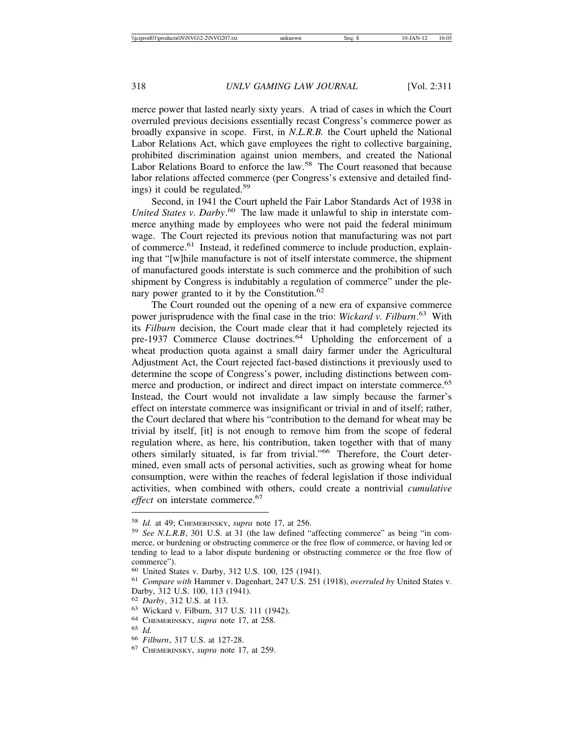merce power that lasted nearly sixty years. A triad of cases in which the Court overruled previous decisions essentially recast Congress's commerce power as broadly expansive in scope. First, in *N.L.R.B.* the Court upheld the National Labor Relations Act, which gave employees the right to collective bargaining, prohibited discrimination against union members, and created the National Labor Relations Board to enforce the law.[58] The Court reasoned that because labor relations affected commerce (per Congress's extensive and detailed findings) it could be regulated.[59]

Second, in 1941 the Court upheld the Fair Labor Standards Act of 1938 in *United States v. Darby*.[60] The law made it unlawful to ship in interstate commerce anything made by employees who were not paid the federal minimum wage. The Court rejected its previous notion that manufacturing was not part of commerce.[61] Instead, it redefined commerce to include production, explaining that "[w]hile manufacture is not of itself interstate commerce, the shipment of manufactured goods interstate is such commerce and the prohibition of such shipment by Congress is indubitably a regulation of commerce" under the plenary power granted to it by the Constitution.[62]

The Court rounded out the opening of a new era of expansive commerce power jurisprudence with the final case in the trio: *Wickard v. Filburn*.[63] With its *Filburn* decision, the Court made clear that it had completely rejected its pre-1937 Commerce Clause doctrines.[64] Upholding the enforcement of a wheat production quota against a small dairy farmer under the Agricultural Adjustment Act, the Court rejected fact-based distinctions it previously used to determine the scope of Congress's power, including distinctions between commerce and production, or indirect and direct impact on interstate commerce.[65] Instead, the Court would not invalidate a law simply because the farmer's effect on interstate commerce was insignificant or trivial in and of itself; rather, the Court declared that where his "contribution to the demand for wheat may be trivial by itself, [it] is not enough to remove him from the scope of federal regulation where, as here, his contribution, taken together with that of many others similarly situated, is far from trivial."[66] Therefore, the Court determined, even small acts of personal activities, such as growing wheat for home consumption, were within the reaches of federal legislation if those individual activities, when combined with others, could create a nontrivial *cumulative effect* on interstate commerce.[67]

---

[58] *Id.* at 49; CHEMERINSKY, *supra* note 17, at 256.

[59] *See N.L.R.B*, 301 U.S. at 31 (the law defined "affecting commerce" as being "in commerce, or burdening or obstructing commerce or the free flow of commerce, or having led or tending to lead to a labor dispute burdening or obstructing commerce or the free flow of commerce").

[60] United States v. Darby, 312 U.S. 100, 125 (1941).

[61] *Compare with* Hammer v. Dagenhart, 247 U.S. 251 (1918), *overruled by* United States v. Darby, 312 U.S. 100, 113 (1941).

[62] *Darby*, 312 U.S. at 113.

[63] Wickard v. Filburn, 317 U.S. 111 (1942).

[64] CHEMERINSKY, *supra* note 17, at 258.

[65] *Id.*

[66] *Filburn*, 317 U.S. at 127-28.

[67] CHEMERINSKY, *supra* note 17, at 259.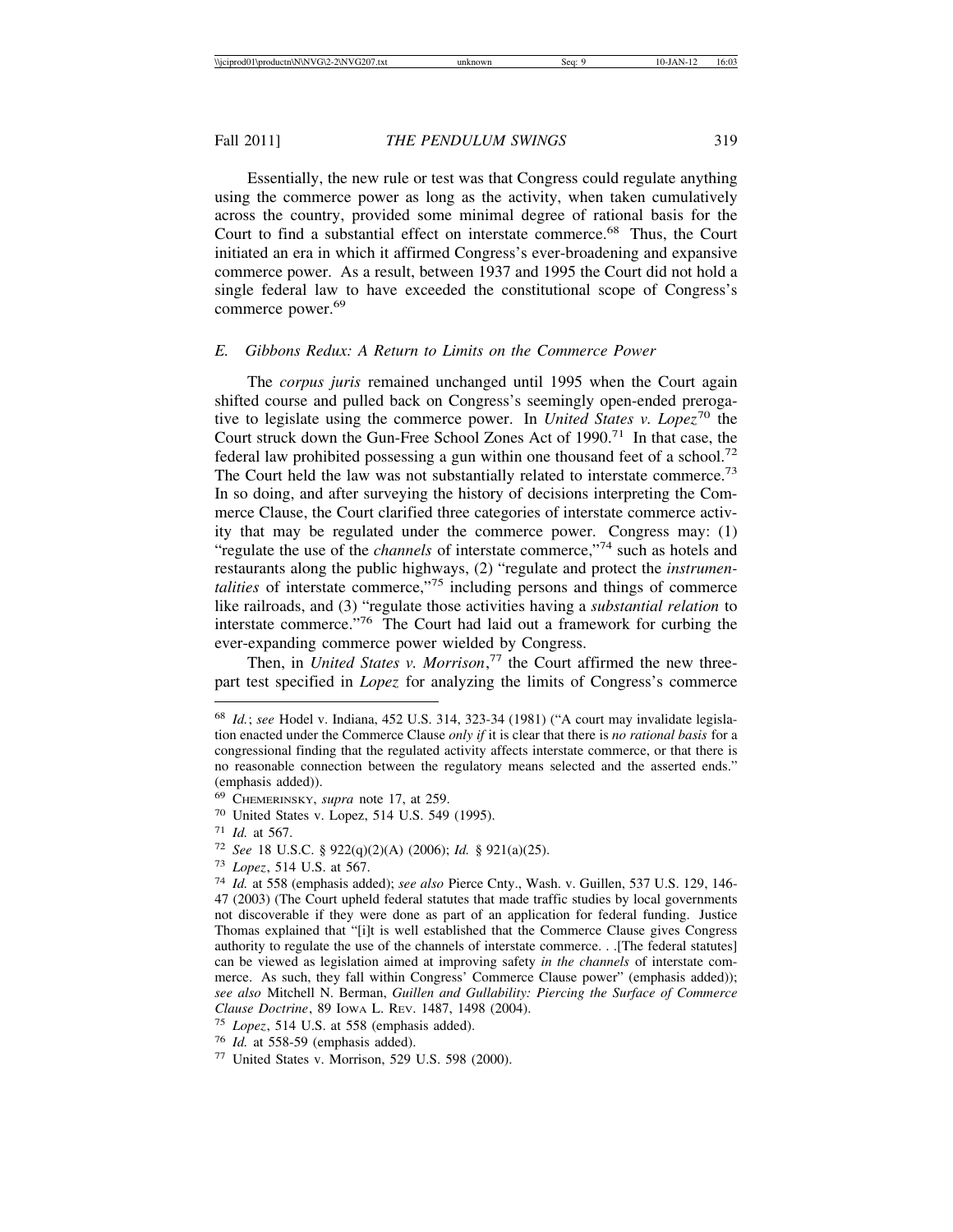Essentially, the new rule or test was that Congress could regulate anything using the commerce power as long as the activity, when taken cumulatively across the country, provided some minimal degree of rational basis for the Court to find a substantial effect on interstate commerce.[68] Thus, the Court initiated an era in which it affirmed Congress's ever-broadening and expansive commerce power. As a result, between 1937 and 1995 the Court did not hold a single federal law to have exceeded the constitutional scope of Congress's commerce power.[69]

### E. Gibbons Redux: A Return to Limits on the Commerce Power

The *corpus juris* remained unchanged until 1995 when the Court again shifted course and pulled back on Congress's seemingly open-ended prerogative to legislate using the commerce power. In *United States v. Lopez*[70] the Court struck down the Gun-Free School Zones Act of 1990.[71] In that case, the federal law prohibited possessing a gun within one thousand feet of a school.[72] The Court held the law was not substantially related to interstate commerce.[73] In so doing, and after surveying the history of decisions interpreting the Commerce Clause, the Court clarified three categories of interstate commerce activity that may be regulated under the commerce power. Congress may: (1) "regulate the use of the *channels* of interstate commerce,"[74] such as hotels and restaurants along the public highways, (2) "regulate and protect the *instrumentalities* of interstate commerce,"[75] including persons and things of commerce like railroads, and (3) "regulate those activities having a *substantial relation* to interstate commerce."[76] The Court had laid out a framework for curbing the ever-expanding commerce power wielded by Congress.

Then, in *United States v. Morrison*,[77] the Court affirmed the new three-part test specified in *Lopez* for analyzing the limits of Congress's commerce

---

[68] *Id.*; *see* Hodel v. Indiana, 452 U.S. 314, 323-34 (1981) ("A court may invalidate legislation enacted under the Commerce Clause *only if* it is clear that there is *no rational basis* for a congressional finding that the regulated activity affects interstate commerce, or that there is no reasonable connection between the regulatory means selected and the asserted ends." (emphasis added)).

[69] CHEMERINSKY, *supra* note 17, at 259.

[70] United States v. Lopez, 514 U.S. 549 (1995).

[71] *Id.* at 567.

[72] *See* 18 U.S.C. § 922(q)(2)(A) (2006); *Id.* § 921(a)(25).

[73] *Lopez*, 514 U.S. at 567.

[74] *Id.* at 558 (emphasis added); *see also* Pierce Cnty., Wash. v. Guillen, 537 U.S. 129, 146-47 (2003) (The Court upheld federal statutes that made traffic studies by local governments not discoverable if they were done as part of an application for federal funding. Justice Thomas explained that "[i]t is well established that the Commerce Clause gives Congress authority to regulate the use of the channels of interstate commerce. . .[The federal statutes] can be viewed as legislation aimed at improving safety *in the channels* of interstate commerce. As such, they fall within Congress' Commerce Clause power" (emphasis added)); *see also* Mitchell N. Berman, *Guillen and Gullability: Piercing the Surface of Commerce Clause Doctrine*, 89 IOWA L. REV. 1487, 1498 (2004).

[75] *Lopez*, 514 U.S. at 558 (emphasis added).

[76] *Id.* at 558-59 (emphasis added).

[77] United States v. Morrison, 529 U.S. 598 (2000).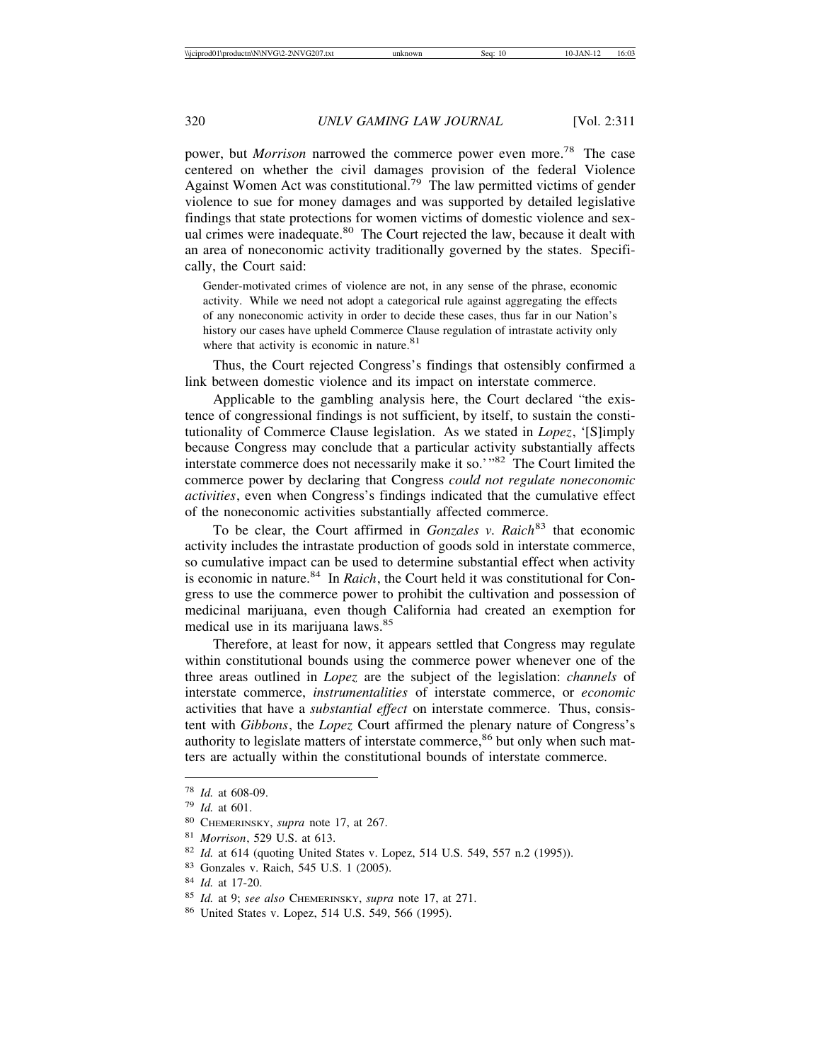power, but *Morrison* narrowed the commerce power even more.[78] The case centered on whether the civil damages provision of the federal Violence Against Women Act was constitutional.[79] The law permitted victims of gender violence to sue for money damages and was supported by detailed legislative findings that state protections for women victims of domestic violence and sexual crimes were inadequate.[80] The Court rejected the law, because it dealt with an area of noneconomic activity traditionally governed by the states. Specifically, the Court said:

> Gender-motivated crimes of violence are not, in any sense of the phrase, economic activity. While we need not adopt a categorical rule against aggregating the effects of any noneconomic activity in order to decide these cases, thus far in our Nation's history our cases have upheld Commerce Clause regulation of intrastate activity only where that activity is economic in nature.[81]

Thus, the Court rejected Congress's findings that ostensibly confirmed a link between domestic violence and its impact on interstate commerce.

Applicable to the gambling analysis here, the Court declared "the existence of congressional findings is not sufficient, by itself, to sustain the constitutionality of Commerce Clause legislation. As we stated in *Lopez*, '[S]imply because Congress may conclude that a particular activity substantially affects interstate commerce does not necessarily make it so.'"[82] The Court limited the commerce power by declaring that Congress *could not regulate noneconomic activities*, even when Congress's findings indicated that the cumulative effect of the noneconomic activities substantially affected commerce.

To be clear, the Court affirmed in *Gonzales v. Raich*[83] that economic activity includes the intrastate production of goods sold in interstate commerce, so cumulative impact can be used to determine substantial effect when activity is economic in nature.[84] In *Raich*, the Court held it was constitutional for Congress to use the commerce power to prohibit the cultivation and possession of medicinal marijuana, even though California had created an exemption for medical use in its marijuana laws.[85]

Therefore, at least for now, it appears settled that Congress may regulate within constitutional bounds using the commerce power whenever one of the three areas outlined in *Lopez* are the subject of the legislation: *channels* of interstate commerce, *instrumentalities* of interstate commerce, or *economic* activities that have a *substantial effect* on interstate commerce. Thus, consistent with *Gibbons*, the *Lopez* Court affirmed the plenary nature of Congress's authority to legislate matters of interstate commerce,[86] but only when such matters are actually within the constitutional bounds of interstate commerce.

---

[78] *Id.* at 608-09.

[79] *Id.* at 601.

[80] CHEMERINSKY, *supra* note 17, at 267.

[81] *Morrison*, 529 U.S. at 613.

[82] *Id.* at 614 (quoting United States v. Lopez, 514 U.S. 549, 557 n.2 (1995)).

[83] Gonzales v. Raich, 545 U.S. 1 (2005).

[84] *Id.* at 17-20.

[85] *Id.* at 9; *see also* CHEMERINSKY, *supra* note 17, at 271.

[86] United States v. Lopez, 514 U.S. 549, 566 (1995).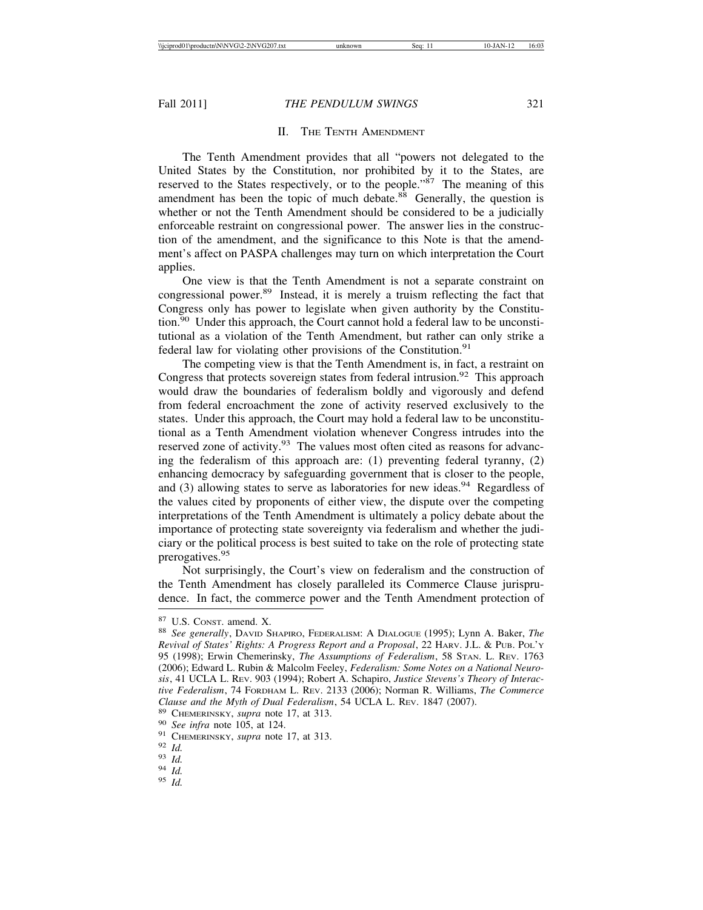## II. The Tenth Amendment

The Tenth Amendment provides that all "powers not delegated to the United States by the Constitution, nor prohibited by it to the States, are reserved to the States respectively, or to the people."[87] The meaning of this amendment has been the topic of much debate.[88] Generally, the question is whether or not the Tenth Amendment should be considered to be a judicially enforceable restraint on congressional power. The answer lies in the construction of the amendment, and the significance to this Note is that the amendment's affect on PASPA challenges may turn on which interpretation the Court applies.

One view is that the Tenth Amendment is not a separate constraint on congressional power.[89] Instead, it is merely a truism reflecting the fact that Congress only has power to legislate when given authority by the Constitution.[90] Under this approach, the Court cannot hold a federal law to be unconstitutional as a violation of the Tenth Amendment, but rather can only strike a federal law for violating other provisions of the Constitution.[91]

The competing view is that the Tenth Amendment is, in fact, a restraint on Congress that protects sovereign states from federal intrusion.[92] This approach would draw the boundaries of federalism boldly and vigorously and defend from federal encroachment the zone of activity reserved exclusively to the states. Under this approach, the Court may hold a federal law to be unconstitutional as a Tenth Amendment violation whenever Congress intrudes into the reserved zone of activity.[93] The values most often cited as reasons for advancing the federalism of this approach are: (1) preventing federal tyranny, (2) enhancing democracy by safeguarding government that is closer to the people, and (3) allowing states to serve as laboratories for new ideas.[94] Regardless of the values cited by proponents of either view, the dispute over the competing interpretations of the Tenth Amendment is ultimately a policy debate about the importance of protecting state sovereignty via federalism and whether the judiciary or the political process is best suited to take on the role of protecting state prerogatives.[95]

Not surprisingly, the Court's view on federalism and the construction of the Tenth Amendment has closely paralleled its Commerce Clause jurisprudence. In fact, the commerce power and the Tenth Amendment protection of

---

[87] U.S. Const. amend. X.

[88] *See generally*, David Shapiro, Federalism: A Dialogue (1995); Lynn A. Baker, *The Revival of States' Rights: A Progress Report and a Proposal*, 22 Harv. J.L. & Pub. Pol'y 95 (1998); Erwin Chemerinsky, *The Assumptions of Federalism*, 58 Stan. L. Rev. 1763 (2006); Edward L. Rubin & Malcolm Feeley, *Federalism: Some Notes on a National Neurosis*, 41 UCLA L. Rev. 903 (1994); Robert A. Schapiro, *Justice Stevens's Theory of Interactive Federalism*, 74 Fordham L. Rev. 2133 (2006); Norman R. Williams, *The Commerce Clause and the Myth of Dual Federalism*, 54 UCLA L. Rev. 1847 (2007).

[89] Chemerinsky, *supra* note 17, at 313.

[90] *See infra* note 105, at 124.

[91] Chemerinsky, *supra* note 17, at 313.

[92] *Id.*

[93] *Id.*

[94] *Id.*

[95] *Id.*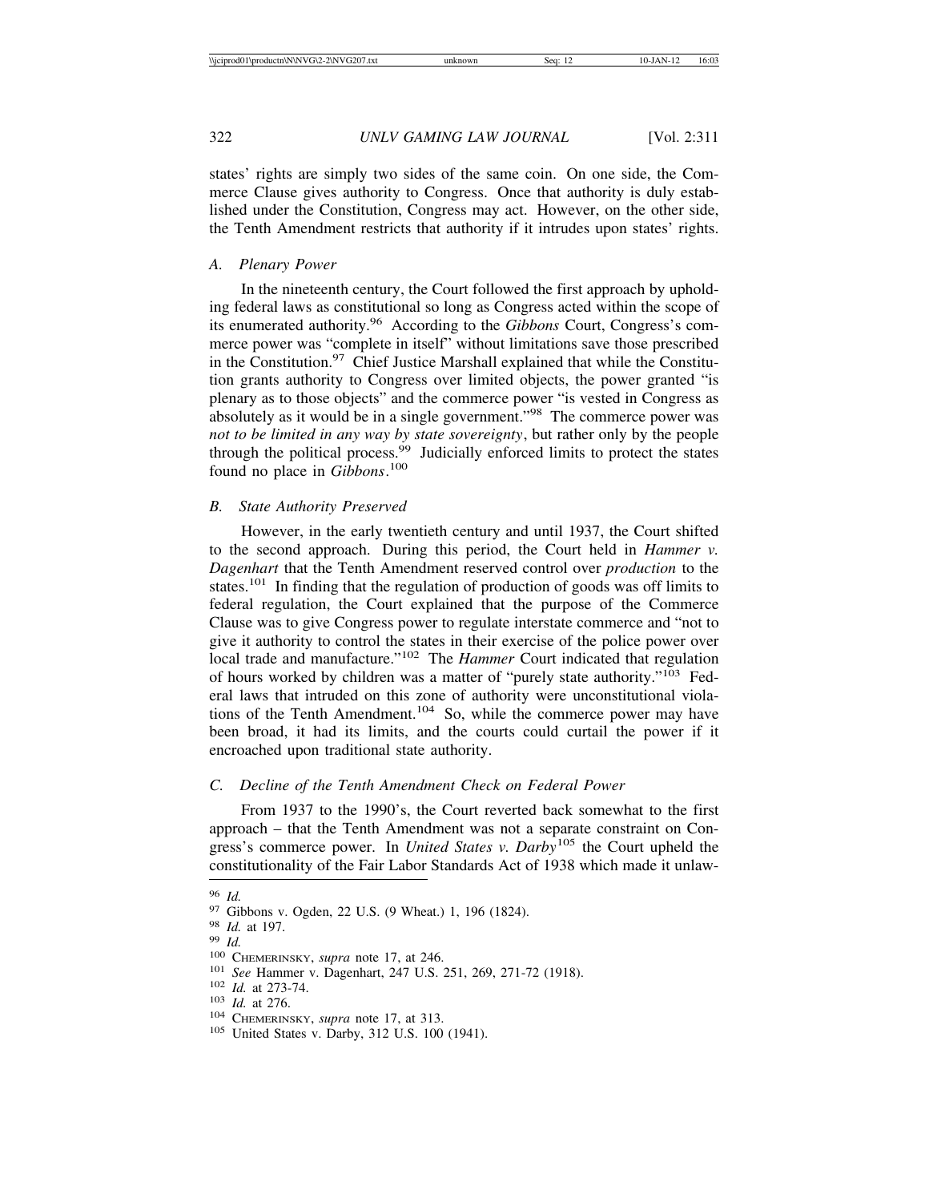states' rights are simply two sides of the same coin. On one side, the Commerce Clause gives authority to Congress. Once that authority is duly established under the Constitution, Congress may act. However, on the other side, the Tenth Amendment restricts that authority if it intrudes upon states' rights.

### A. *Plenary Power*

In the nineteenth century, the Court followed the first approach by upholding federal laws as constitutional so long as Congress acted within the scope of its enumerated authority.[96] According to the *Gibbons* Court, Congress's commerce power was "complete in itself" without limitations save those prescribed in the Constitution.[97] Chief Justice Marshall explained that while the Constitution grants authority to Congress over limited objects, the power granted "is plenary as to those objects" and the commerce power "is vested in Congress as absolutely as it would be in a single government."[98] The commerce power was *not to be limited in any way by state sovereignty*, but rather only by the people through the political process.[99] Judicially enforced limits to protect the states found no place in *Gibbons*.[100]

### B. *State Authority Preserved*

However, in the early twentieth century and until 1937, the Court shifted to the second approach. During this period, the Court held in *Hammer v. Dagenhart* that the Tenth Amendment reserved control over *production* to the states.[101] In finding that the regulation of production of goods was off limits to federal regulation, the Court explained that the purpose of the Commerce Clause was to give Congress power to regulate interstate commerce and "not to give it authority to control the states in their exercise of the police power over local trade and manufacture."[102] The *Hammer* Court indicated that regulation of hours worked by children was a matter of "purely state authority."[103] Federal laws that intruded on this zone of authority were unconstitutional violations of the Tenth Amendment.[104] So, while the commerce power may have been broad, it had its limits, and the courts could curtail the power if it encroached upon traditional state authority.

### C. *Decline of the Tenth Amendment Check on Federal Power*

From 1937 to the 1990's, the Court reverted back somewhat to the first approach – that the Tenth Amendment was not a separate constraint on Congress's commerce power. In *United States v. Darby*[105] the Court upheld the constitutionality of the Fair Labor Standards Act of 1938 which made it unlaw-

---

[96] *Id.*

[97] Gibbons v. Ogden, 22 U.S. (9 Wheat.) 1, 196 (1824).

[98] *Id.* at 197.

[99] *Id.*

[100] CHEMERINSKY, *supra* note 17, at 246.

[101] *See* Hammer v. Dagenhart, 247 U.S. 251, 269, 271-72 (1918).

[102] *Id.* at 273-74.

[103] *Id.* at 276.

[104] CHEMERINSKY, *supra* note 17, at 313.

[105] United States v. Darby, 312 U.S. 100 (1941).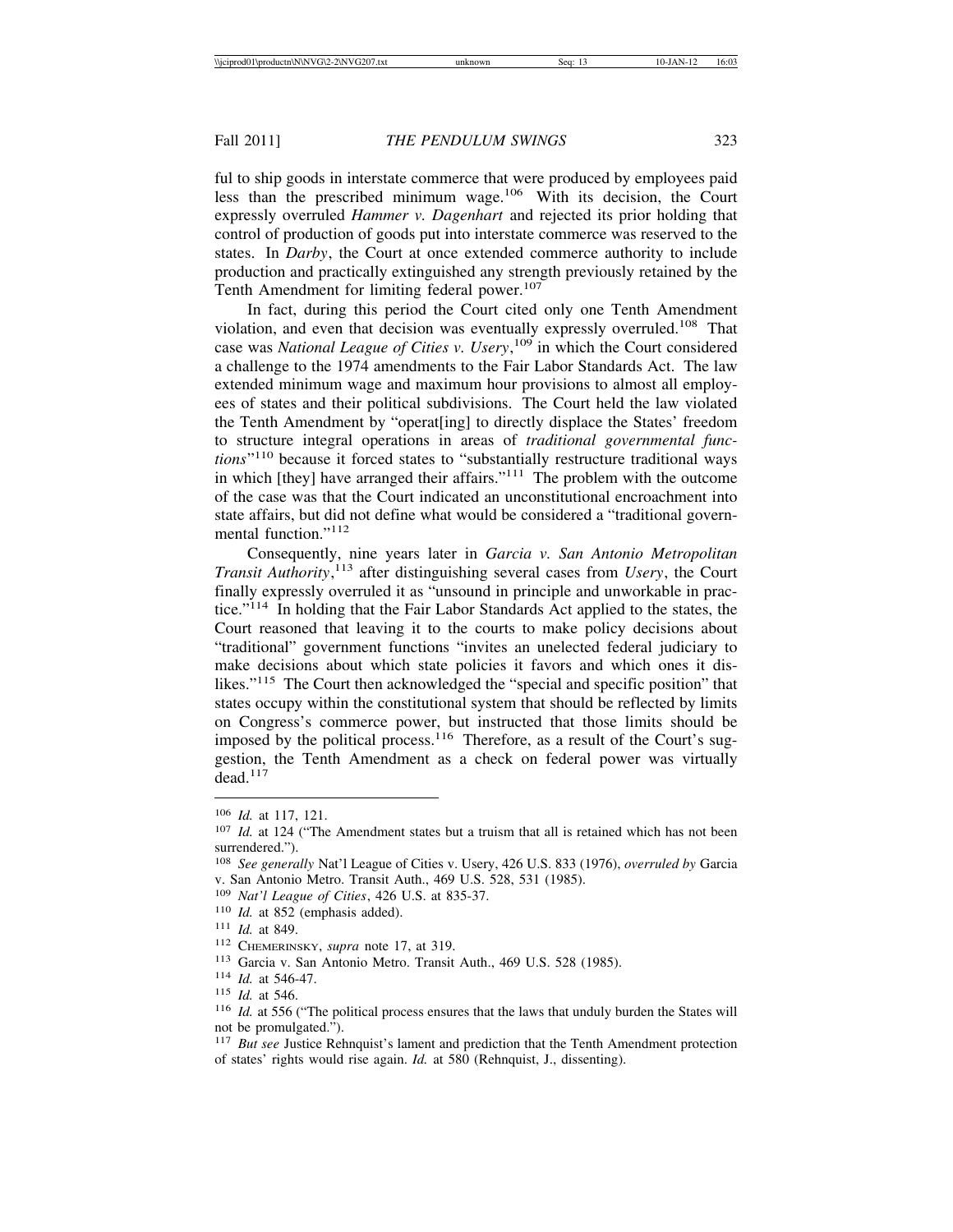ful to ship goods in interstate commerce that were produced by employees paid less than the prescribed minimum wage.[106] With its decision, the Court expressly overruled *Hammer v. Dagenhart* and rejected its prior holding that control of production of goods put into interstate commerce was reserved to the states. In *Darby*, the Court at once extended commerce authority to include production and practically extinguished any strength previously retained by the Tenth Amendment for limiting federal power.[107]

In fact, during this period the Court cited only one Tenth Amendment violation, and even that decision was eventually expressly overruled.[108] That case was *National League of Cities v. Usery*,[109] in which the Court considered a challenge to the 1974 amendments to the Fair Labor Standards Act. The law extended minimum wage and maximum hour provisions to almost all employees of states and their political subdivisions. The Court held the law violated the Tenth Amendment by "operat[ing] to directly displace the States' freedom to structure integral operations in areas of *traditional governmental functions*"[110] because it forced states to "substantially restructure traditional ways in which [they] have arranged their affairs."[111] The problem with the outcome of the case was that the Court indicated an unconstitutional encroachment into state affairs, but did not define what would be considered a "traditional governmental function."[112]

Consequently, nine years later in *Garcia v. San Antonio Metropolitan Transit Authority*,[113] after distinguishing several cases from *Usery*, the Court finally expressly overruled it as "unsound in principle and unworkable in practice."[114] In holding that the Fair Labor Standards Act applied to the states, the Court reasoned that leaving it to the courts to make policy decisions about "traditional" government functions "invites an unelected federal judiciary to make decisions about which state policies it favors and which ones it dislikes."[115] The Court then acknowledged the "special and specific position" that states occupy within the constitutional system that should be reflected by limits on Congress's commerce power, but instructed that those limits should be imposed by the political process.[116] Therefore, as a result of the Court's suggestion, the Tenth Amendment as a check on federal power was virtually dead.[117]

---

[106] *Id.* at 117, 121.

[107] *Id.* at 124 ("The Amendment states but a truism that all is retained which has not been surrendered.").

[108] *See generally* Nat'l League of Cities v. Usery, 426 U.S. 833 (1976), *overruled by* Garcia v. San Antonio Metro. Transit Auth., 469 U.S. 528, 531 (1985).

[109] *Nat'l League of Cities*, 426 U.S. at 835-37.

[110] *Id.* at 852 (emphasis added).

[111] *Id.* at 849.

[112] CHEMERINSKY, *supra* note 17, at 319.

[113] Garcia v. San Antonio Metro. Transit Auth., 469 U.S. 528 (1985).

[114] *Id.* at 546-47.

[115] *Id.* at 546.

[116] *Id.* at 556 ("The political process ensures that the laws that unduly burden the States will not be promulgated.").

[117] *But see* Justice Rehnquist's lament and prediction that the Tenth Amendment protection of states' rights would rise again. *Id.* at 580 (Rehnquist, J., dissenting).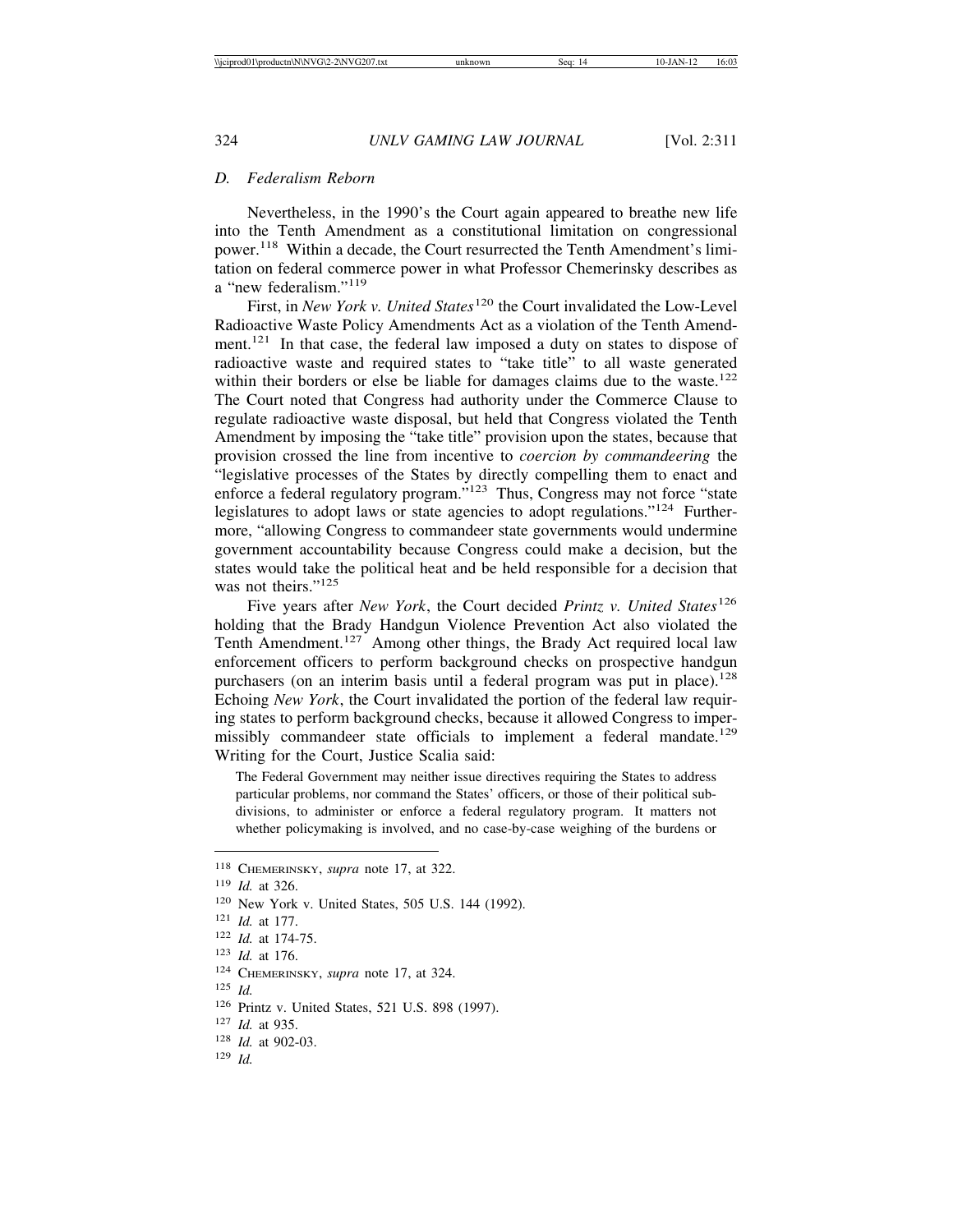### *D. Federalism Reborn*

Nevertheless, in the 1990's the Court again appeared to breathe new life into the Tenth Amendment as a constitutional limitation on congressional power.[118] Within a decade, the Court resurrected the Tenth Amendment's limitation on federal commerce power in what Professor Chemerinsky describes as a "new federalism."[119]

First, in *New York v. United States*[120] the Court invalidated the Low-Level Radioactive Waste Policy Amendments Act as a violation of the Tenth Amendment.[121] In that case, the federal law imposed a duty on states to dispose of radioactive waste and required states to "take title" to all waste generated within their borders or else be liable for damages claims due to the waste.[122] The Court noted that Congress had authority under the Commerce Clause to regulate radioactive waste disposal, but held that Congress violated the Tenth Amendment by imposing the "take title" provision upon the states, because that provision crossed the line from incentive to *coercion by commandeering* the "legislative processes of the States by directly compelling them to enact and enforce a federal regulatory program."[123] Thus, Congress may not force "state legislatures to adopt laws or state agencies to adopt regulations."[124] Furthermore, "allowing Congress to commandeer state governments would undermine government accountability because Congress could make a decision, but the states would take the political heat and be held responsible for a decision that was not theirs."[125]

Five years after *New York*, the Court decided *Printz v. United States*[126] holding that the Brady Handgun Violence Prevention Act also violated the Tenth Amendment.[127] Among other things, the Brady Act required local law enforcement officers to perform background checks on prospective handgun purchasers (on an interim basis until a federal program was put in place).[128] Echoing *New York*, the Court invalidated the portion of the federal law requiring states to perform background checks, because it allowed Congress to impermissibly commandeer state officials to implement a federal mandate.[129] Writing for the Court, Justice Scalia said:

> The Federal Government may neither issue directives requiring the States to address particular problems, nor command the States' officers, or those of their political subdivisions, to administer or enforce a federal regulatory program. It matters not whether policymaking is involved, and no case-by-case weighing of the burdens or

---

[118] CHEMERINSKY, *supra* note 17, at 322.

[119] *Id.* at 326.

[120] New York v. United States, 505 U.S. 144 (1992).

[121] *Id.* at 177.

[122] *Id.* at 174-75.

[123] *Id.* at 176.

[124] CHEMERINSKY, *supra* note 17, at 324.

[125] *Id.*

[126] Printz v. United States, 521 U.S. 898 (1997).

[127] *Id.* at 935.

[128] *Id.* at 902-03.

[129] *Id.*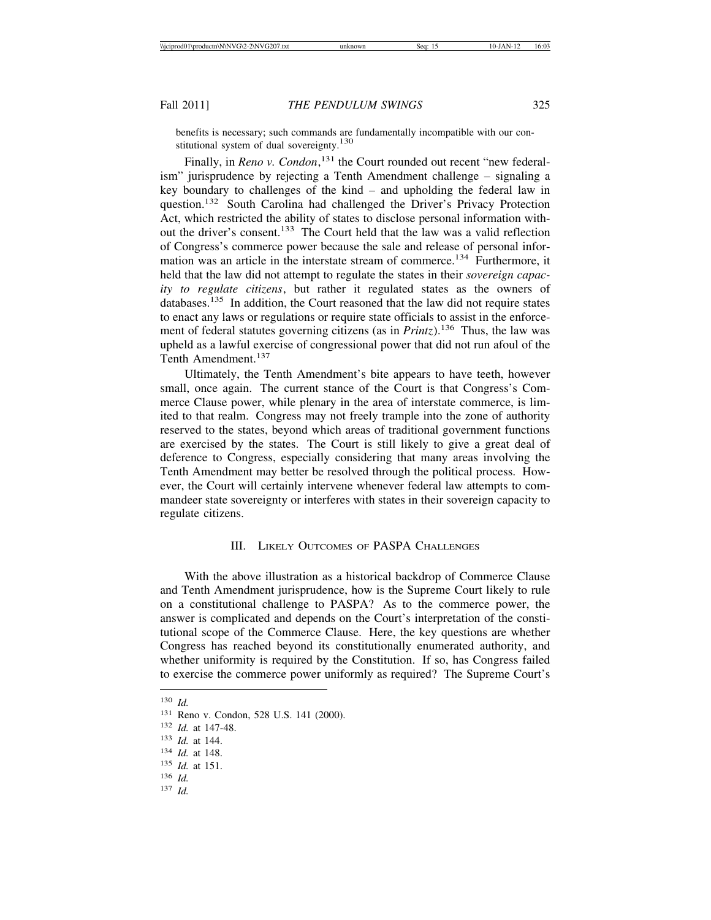benefits is necessary; such commands are fundamentally incompatible with our constitutional system of dual sovereignty.[130]

Finally, in *Reno v. Condon*,[131] the Court rounded out recent "new federalism" jurisprudence by rejecting a Tenth Amendment challenge – signaling a key boundary to challenges of the kind – and upholding the federal law in question.[132] South Carolina had challenged the Driver's Privacy Protection Act, which restricted the ability of states to disclose personal information without the driver's consent.[133] The Court held that the law was a valid reflection of Congress's commerce power because the sale and release of personal information was an article in the interstate stream of commerce.[134] Furthermore, it held that the law did not attempt to regulate the states in their *sovereign capacity to regulate citizens*, but rather it regulated states as the owners of databases.[135] In addition, the Court reasoned that the law did not require states to enact any laws or regulations or require state officials to assist in the enforcement of federal statutes governing citizens (as in *Printz*).[136] Thus, the law was upheld as a lawful exercise of congressional power that did not run afoul of the Tenth Amendment.[137]

Ultimately, the Tenth Amendment's bite appears to have teeth, however small, once again. The current stance of the Court is that Congress's Commerce Clause power, while plenary in the area of interstate commerce, is limited to that realm. Congress may not freely trample into the zone of authority reserved to the states, beyond which areas of traditional government functions are exercised by the states. The Court is still likely to give a great deal of deference to Congress, especially considering that many areas involving the Tenth Amendment may better be resolved through the political process. However, the Court will certainly intervene whenever federal law attempts to commandeer state sovereignty or interferes with states in their sovereign capacity to regulate citizens.

## III. Likely Outcomes of PASPA Challenges

With the above illustration as a historical backdrop of Commerce Clause and Tenth Amendment jurisprudence, how is the Supreme Court likely to rule on a constitutional challenge to PASPA? As to the commerce power, the answer is complicated and depends on the Court's interpretation of the constitutional scope of the Commerce Clause. Here, the key questions are whether Congress has reached beyond its constitutionally enumerated authority, and whether uniformity is required by the Constitution. If so, has Congress failed to exercise the commerce power uniformly as required? The Supreme Court's

---

[130] *Id.*
[131] Reno v. Condon, 528 U.S. 141 (2000).
[132] *Id.* at 147-48.
[133] *Id.* at 144.
[134] *Id.* at 148.
[135] *Id.* at 151.
[136] *Id.*
[137] *Id.*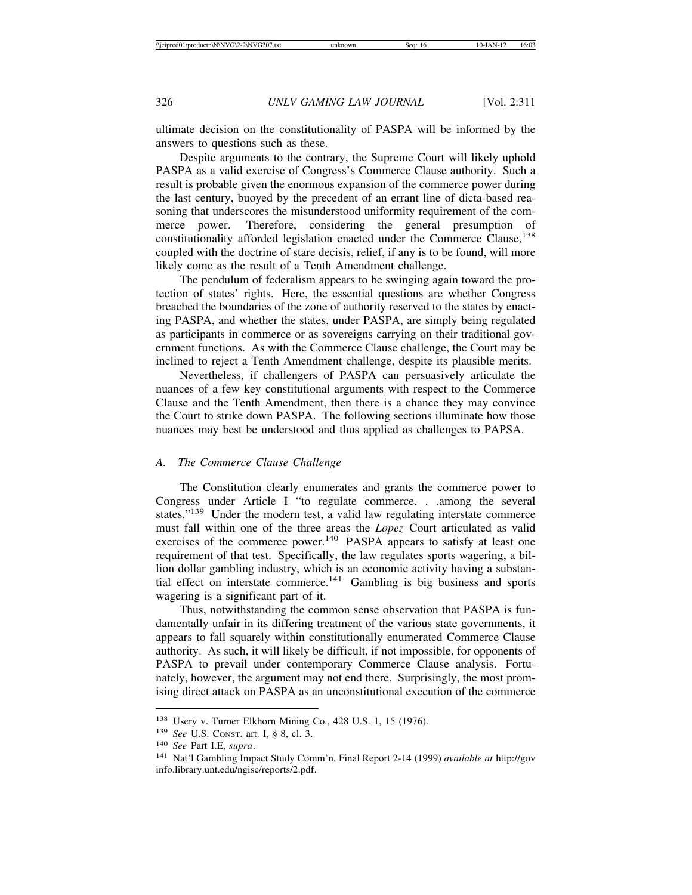ultimate decision on the constitutionality of PASPA will be informed by the answers to questions such as these.

Despite arguments to the contrary, the Supreme Court will likely uphold PASPA as a valid exercise of Congress's Commerce Clause authority. Such a result is probable given the enormous expansion of the commerce power during the last century, buoyed by the precedent of an errant line of dicta-based reasoning that underscores the misunderstood uniformity requirement of the commerce power. Therefore, considering the general presumption of constitutionality afforded legislation enacted under the Commerce Clause,[138] coupled with the doctrine of stare decisis, relief, if any is to be found, will more likely come as the result of a Tenth Amendment challenge.

The pendulum of federalism appears to be swinging again toward the protection of states' rights. Here, the essential questions are whether Congress breached the boundaries of the zone of authority reserved to the states by enacting PASPA, and whether the states, under PASPA, are simply being regulated as participants in commerce or as sovereigns carrying on their traditional government functions. As with the Commerce Clause challenge, the Court may be inclined to reject a Tenth Amendment challenge, despite its plausible merits.

Nevertheless, if challengers of PASPA can persuasively articulate the nuances of a few key constitutional arguments with respect to the Commerce Clause and the Tenth Amendment, then there is a chance they may convince the Court to strike down PASPA. The following sections illuminate how those nuances may best be understood and thus applied as challenges to PAPSA.

### A. *The Commerce Clause Challenge*

The Constitution clearly enumerates and grants the commerce power to Congress under Article I "to regulate commerce. . .among the several states."[139] Under the modern test, a valid law regulating interstate commerce must fall within one of the three areas the *Lopez* Court articulated as valid exercises of the commerce power.[140] PASPA appears to satisfy at least one requirement of that test. Specifically, the law regulates sports wagering, a billion dollar gambling industry, which is an economic activity having a substantial effect on interstate commerce.[141] Gambling is big business and sports wagering is a significant part of it.

Thus, notwithstanding the common sense observation that PASPA is fundamentally unfair in its differing treatment of the various state governments, it appears to fall squarely within constitutionally enumerated Commerce Clause authority. As such, it will likely be difficult, if not impossible, for opponents of PASPA to prevail under contemporary Commerce Clause analysis. Fortunately, however, the argument may not end there. Surprisingly, the most promising direct attack on PASPA as an unconstitutional execution of the commerce

---

[138] Usery v. Turner Elkhorn Mining Co., 428 U.S. 1, 15 (1976).

[139] *See* U.S. CONST. art. I, § 8, cl. 3.

[140] *See* Part I.E, *supra*.

[141] Nat'l Gambling Impact Study Comm'n, Final Report 2-14 (1999) *available at* http://govinfo.library.unt.edu/ngisc/reports/2.pdf.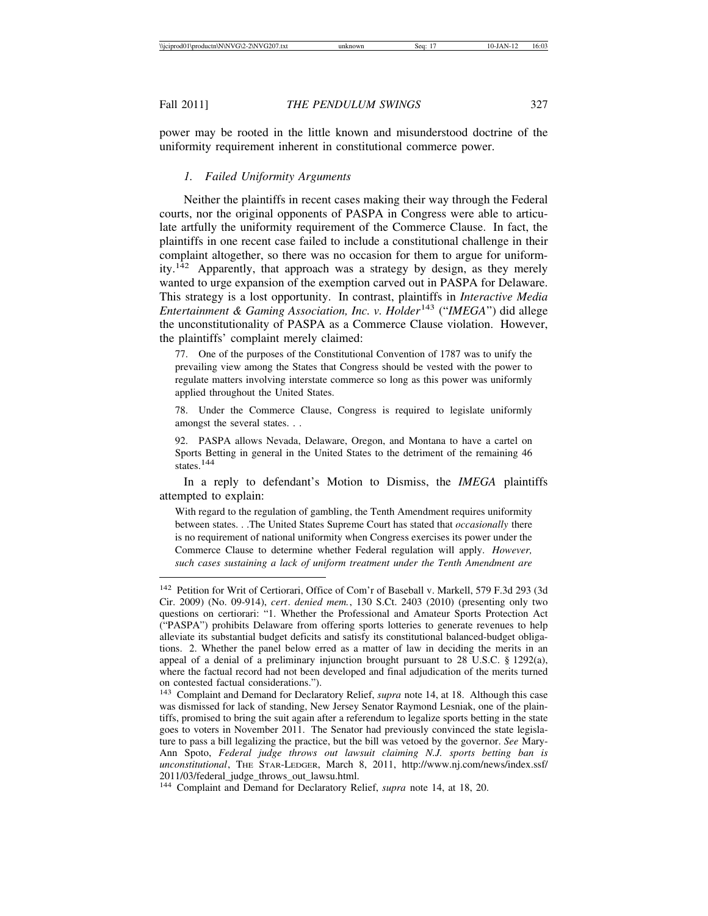power may be rooted in the little known and misunderstood doctrine of the uniformity requirement inherent in constitutional commerce power.

### *1. Failed Uniformity Arguments*

Neither the plaintiffs in recent cases making their way through the Federal courts, nor the original opponents of PASPA in Congress were able to articulate artfully the uniformity requirement of the Commerce Clause. In fact, the plaintiffs in one recent case failed to include a constitutional challenge in their complaint altogether, so there was no occasion for them to argue for uniformity.[142] Apparently, that approach was a strategy by design, as they merely wanted to urge expansion of the exemption carved out in PASPA for Delaware. This strategy is a lost opportunity. In contrast, plaintiffs in *Interactive Media Entertainment & Gaming Association, Inc. v. Holder*[143] ("*IMEGA*") did allege the unconstitutionality of PASPA as a Commerce Clause violation. However, the plaintiffs' complaint merely claimed:

> 77. One of the purposes of the Constitutional Convention of 1787 was to unify the prevailing view among the States that Congress should be vested with the power to regulate matters involving interstate commerce so long as this power was uniformly applied throughout the United States.
>
> 78. Under the Commerce Clause, Congress is required to legislate uniformly amongst the several states. . .
>
> 92. PASPA allows Nevada, Delaware, Oregon, and Montana to have a cartel on Sports Betting in general in the United States to the detriment of the remaining 46 states.[144]

In a reply to defendant's Motion to Dismiss, the *IMEGA* plaintiffs attempted to explain:

> With regard to the regulation of gambling, the Tenth Amendment requires uniformity between states. . .The United States Supreme Court has stated that *occasionally* there is no requirement of national uniformity when Congress exercises its power under the Commerce Clause to determine whether Federal regulation will apply. *However, such cases sustaining a lack of uniform treatment under the Tenth Amendment are*

---

[142] Petition for Writ of Certiorari, Office of Com'r of Baseball v. Markell, 579 F.3d 293 (3d Cir. 2009) (No. 09-914), *cert. denied mem.*, 130 S.Ct. 2403 (2010) (presenting only two questions on certiorari: "1. Whether the Professional and Amateur Sports Protection Act ("PASPA") prohibits Delaware from offering sports lotteries to generate revenues to help alleviate its substantial budget deficits and satisfy its constitutional balanced-budget obligations. 2. Whether the panel below erred as a matter of law in deciding the merits in an appeal of a denial of a preliminary injunction brought pursuant to 28 U.S.C. § 1292(a), where the factual record had not been developed and final adjudication of the merits turned on contested factual considerations.").

[143] Complaint and Demand for Declaratory Relief, *supra* note 14, at 18. Although this case was dismissed for lack of standing, New Jersey Senator Raymond Lesniak, one of the plaintiffs, promised to bring the suit again after a referendum to legalize sports betting in the state goes to voters in November 2011. The Senator had previously convinced the state legislature to pass a bill legalizing the practice, but the bill was vetoed by the governor. *See* Mary-Ann Spoto, *Federal judge throws out lawsuit claiming N.J. sports betting ban is unconstitutional*, THE STAR-LEDGER, March 8, 2011, http://www.nj.com/news/index.ssf/2011/03/federal_judge_throws_out_lawsu.html.

[144] Complaint and Demand for Declaratory Relief, *supra* note 14, at 18, 20.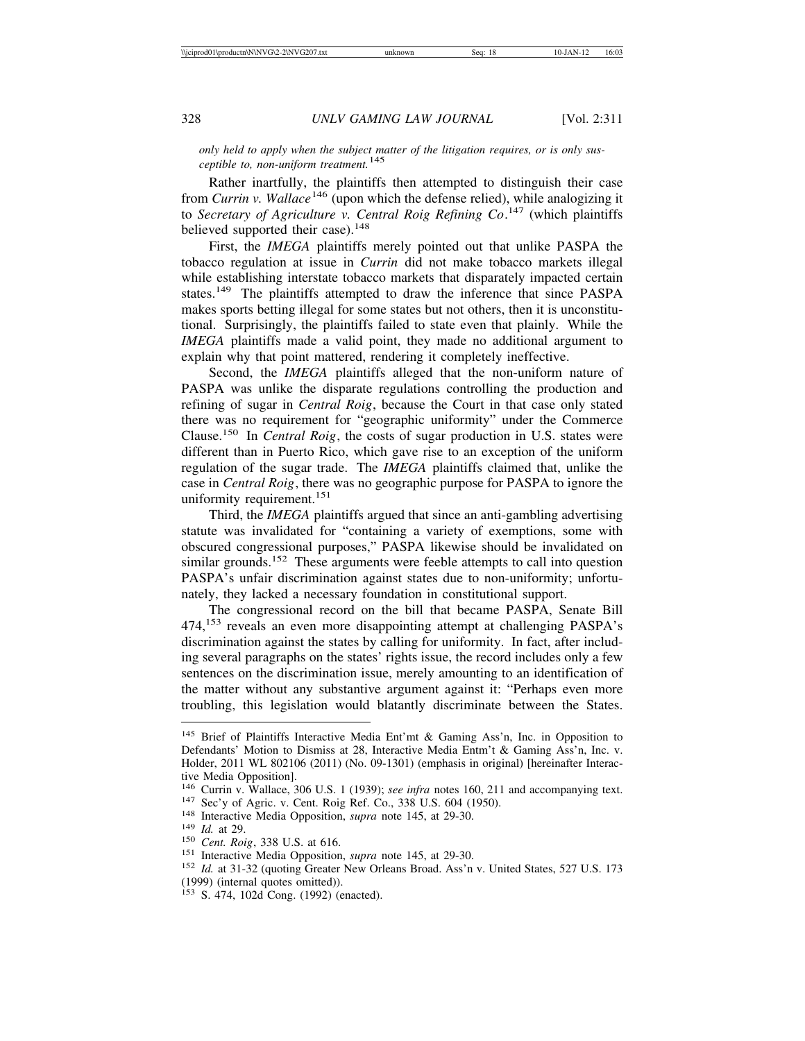*only held to apply when the subject matter of the litigation requires, or is only susceptible to, non-uniform treatment.*[145]

Rather inartfully, the plaintiffs then attempted to distinguish their case from *Currin v. Wallace*[146] (upon which the defense relied), while analogizing it to *Secretary of Agriculture v. Central Roig Refining Co*.[147] (which plaintiffs believed supported their case).[148]

First, the *IMEGA* plaintiffs merely pointed out that unlike PASPA the tobacco regulation at issue in *Currin* did not make tobacco markets illegal while establishing interstate tobacco markets that disparately impacted certain states.[149] The plaintiffs attempted to draw the inference that since PASPA makes sports betting illegal for some states but not others, then it is unconstitutional. Surprisingly, the plaintiffs failed to state even that plainly. While the *IMEGA* plaintiffs made a valid point, they made no additional argument to explain why that point mattered, rendering it completely ineffective.

Second, the *IMEGA* plaintiffs alleged that the non-uniform nature of PASPA was unlike the disparate regulations controlling the production and refining of sugar in *Central Roig*, because the Court in that case only stated there was no requirement for "geographic uniformity" under the Commerce Clause.[150] In *Central Roig*, the costs of sugar production in U.S. states were different than in Puerto Rico, which gave rise to an exception of the uniform regulation of the sugar trade. The *IMEGA* plaintiffs claimed that, unlike the case in *Central Roig*, there was no geographic purpose for PASPA to ignore the uniformity requirement.[151]

Third, the *IMEGA* plaintiffs argued that since an anti-gambling advertising statute was invalidated for "containing a variety of exemptions, some with obscured congressional purposes," PASPA likewise should be invalidated on similar grounds.[152] These arguments were feeble attempts to call into question PASPA's unfair discrimination against states due to non-uniformity; unfortunately, they lacked a necessary foundation in constitutional support.

The congressional record on the bill that became PASPA, Senate Bill 474,[153] reveals an even more disappointing attempt at challenging PASPA's discrimination against the states by calling for uniformity. In fact, after including several paragraphs on the states' rights issue, the record includes only a few sentences on the discrimination issue, merely amounting to an identification of the matter without any substantive argument against it: "Perhaps even more troubling, this legislation would blatantly discriminate between the States.

---

[145] Brief of Plaintiffs Interactive Media Ent'mt & Gaming Ass'n, Inc. in Opposition to Defendants' Motion to Dismiss at 28, Interactive Media Entm't & Gaming Ass'n, Inc. v. Holder, 2011 WL 802106 (2011) (No. 09-1301) (emphasis in original) [hereinafter Interactive Media Opposition].

[146] Currin v. Wallace, 306 U.S. 1 (1939); *see infra* notes 160, 211 and accompanying text.

[147] Sec'y of Agric. v. Cent. Roig Ref. Co., 338 U.S. 604 (1950).

[148] Interactive Media Opposition, *supra* note 145, at 29-30.

[149] *Id.* at 29.

[150] *Cent. Roig*, 338 U.S. at 616.

[151] Interactive Media Opposition, *supra* note 145, at 29-30.

[152] *Id.* at 31-32 (quoting Greater New Orleans Broad. Ass'n v. United States, 527 U.S. 173 (1999) (internal quotes omitted)).

[153] S. 474, 102d Cong. (1992) (enacted).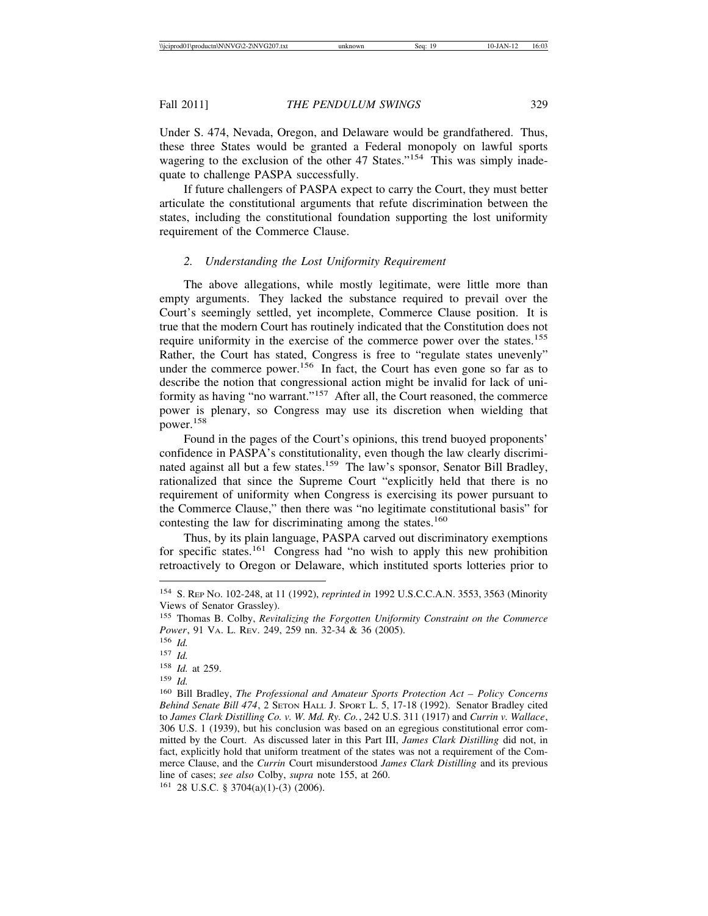Under S. 474, Nevada, Oregon, and Delaware would be grandfathered. Thus, these three States would be granted a Federal monopoly on lawful sports wagering to the exclusion of the other 47 States."[154] This was simply inadequate to challenge PASPA successfully.

If future challengers of PASPA expect to carry the Court, they must better articulate the constitutional arguments that refute discrimination between the states, including the constitutional foundation supporting the lost uniformity requirement of the Commerce Clause.

### *2. Understanding the Lost Uniformity Requirement*

The above allegations, while mostly legitimate, were little more than empty arguments. They lacked the substance required to prevail over the Court's seemingly settled, yet incomplete, Commerce Clause position. It is true that the modern Court has routinely indicated that the Constitution does not require uniformity in the exercise of the commerce power over the states.[155] Rather, the Court has stated, Congress is free to "regulate states unevenly" under the commerce power.[156] In fact, the Court has even gone so far as to describe the notion that congressional action might be invalid for lack of uniformity as having "no warrant."[157] After all, the Court reasoned, the commerce power is plenary, so Congress may use its discretion when wielding that power.[158]

Found in the pages of the Court's opinions, this trend buoyed proponents' confidence in PASPA's constitutionality, even though the law clearly discriminated against all but a few states.[159] The law's sponsor, Senator Bill Bradley, rationalized that since the Supreme Court "explicitly held that there is no requirement of uniformity when Congress is exercising its power pursuant to the Commerce Clause," then there was "no legitimate constitutional basis" for contesting the law for discriminating among the states.[160]

Thus, by its plain language, PASPA carved out discriminatory exemptions for specific states.[161] Congress had "no wish to apply this new prohibition retroactively to Oregon or Delaware, which instituted sports lotteries prior to

---

154 S. REP NO. 102-248, at 11 (1992), *reprinted in* 1992 U.S.C.C.A.N. 3553, 3563 (Minority Views of Senator Grassley).

155 Thomas B. Colby, *Revitalizing the Forgotten Uniformity Constraint on the Commerce Power*, 91 VA. L. REV. 249, 259 nn. 32-34 & 36 (2005).

156 *Id.*

157 *Id.*

158 *Id.* at 259.

159 *Id.*

160 Bill Bradley, *The Professional and Amateur Sports Protection Act – Policy Concerns Behind Senate Bill 474*, 2 SETON HALL J. SPORT L. 5, 17-18 (1992). Senator Bradley cited to *James Clark Distilling Co. v. W. Md. Ry. Co.*, 242 U.S. 311 (1917) and *Currin v. Wallace*, 306 U.S. 1 (1939), but his conclusion was based on an egregious constitutional error committed by the Court. As discussed later in this Part III, *James Clark Distilling* did not, in fact, explicitly hold that uniform treatment of the states was not a requirement of the Commerce Clause, and the *Currin* Court misunderstood *James Clark Distilling* and its previous line of cases; *see also* Colby, *supra* note 155, at 260.

161 28 U.S.C. § 3704(a)(1)-(3) (2006).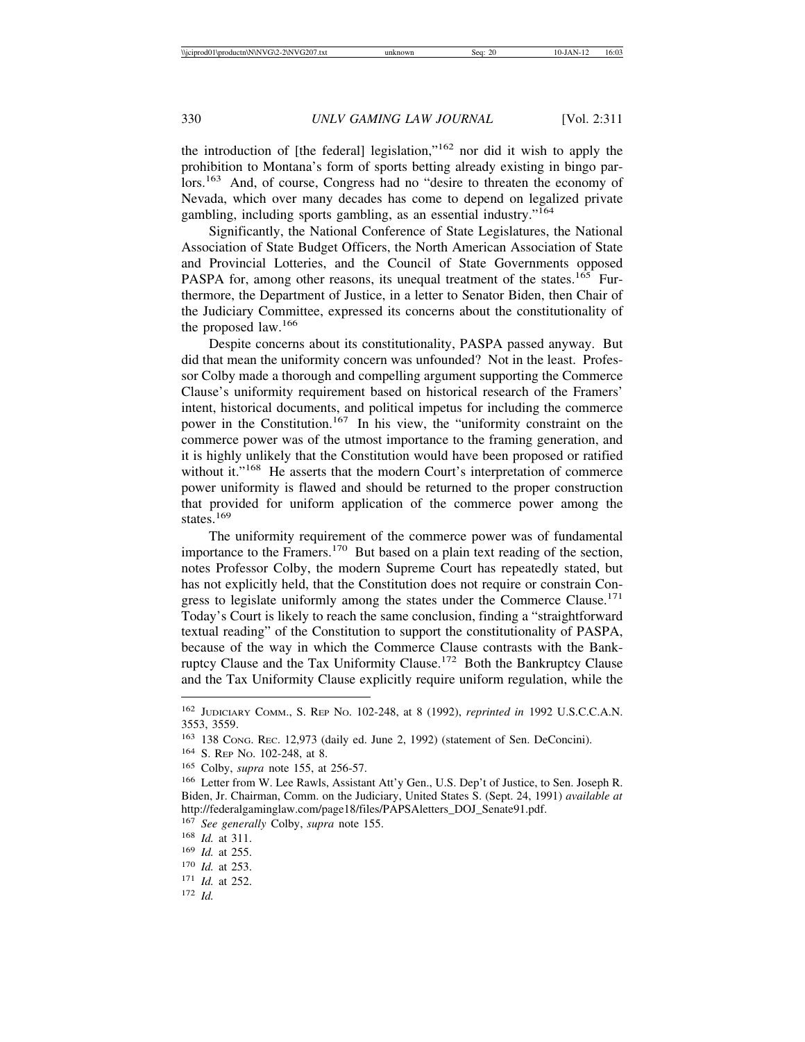the introduction of [the federal] legislation,"[162] nor did it wish to apply the prohibition to Montana's form of sports betting already existing in bingo parlors.[163] And, of course, Congress had no "desire to threaten the economy of Nevada, which over many decades has come to depend on legalized private gambling, including sports gambling, as an essential industry."[164]

Significantly, the National Conference of State Legislatures, the National Association of State Budget Officers, the North American Association of State and Provincial Lotteries, and the Council of State Governments opposed PASPA for, among other reasons, its unequal treatment of the states.[165] Furthermore, the Department of Justice, in a letter to Senator Biden, then Chair of the Judiciary Committee, expressed its concerns about the constitutionality of the proposed law.[166]

Despite concerns about its constitutionality, PASPA passed anyway. But did that mean the uniformity concern was unfounded? Not in the least. Professor Colby made a thorough and compelling argument supporting the Commerce Clause's uniformity requirement based on historical research of the Framers' intent, historical documents, and political impetus for including the commerce power in the Constitution.[167] In his view, the "uniformity constraint on the commerce power was of the utmost importance to the framing generation, and it is highly unlikely that the Constitution would have been proposed or ratified without it."[168] He asserts that the modern Court's interpretation of commerce power uniformity is flawed and should be returned to the proper construction that provided for uniform application of the commerce power among the states.[169]

The uniformity requirement of the commerce power was of fundamental importance to the Framers.[170] But based on a plain text reading of the section, notes Professor Colby, the modern Supreme Court has repeatedly stated, but has not explicitly held, that the Constitution does not require or constrain Congress to legislate uniformly among the states under the Commerce Clause.[171] Today's Court is likely to reach the same conclusion, finding a "straightforward textual reading" of the Constitution to support the constitutionality of PASPA, because of the way in which the Commerce Clause contrasts with the Bankruptcy Clause and the Tax Uniformity Clause.[172] Both the Bankruptcy Clause and the Tax Uniformity Clause explicitly require uniform regulation, while the

---

[162] Judiciary Comm., S. Rep No. 102-248, at 8 (1992), *reprinted in* 1992 U.S.C.C.A.N. 3553, 3559.

[163] 138 Cong. Rec. 12,973 (daily ed. June 2, 1992) (statement of Sen. DeConcini).

[164] S. Rep No. 102-248, at 8.

[165] Colby, *supra* note 155, at 256-57.

[166] Letter from W. Lee Rawls, Assistant Att'y Gen., U.S. Dep't of Justice, to Sen. Joseph R. Biden, Jr. Chairman, Comm. on the Judiciary, United States S. (Sept. 24, 1991) *available at* http://federalgaminglaw.com/page18/files/PAPSAletters_DOJ_Senate91.pdf.

[167] *See generally* Colby, *supra* note 155.

[168] *Id.* at 311.

[169] *Id.* at 255.

[170] *Id.* at 253.

[171] *Id.* at 252.

[172] *Id.*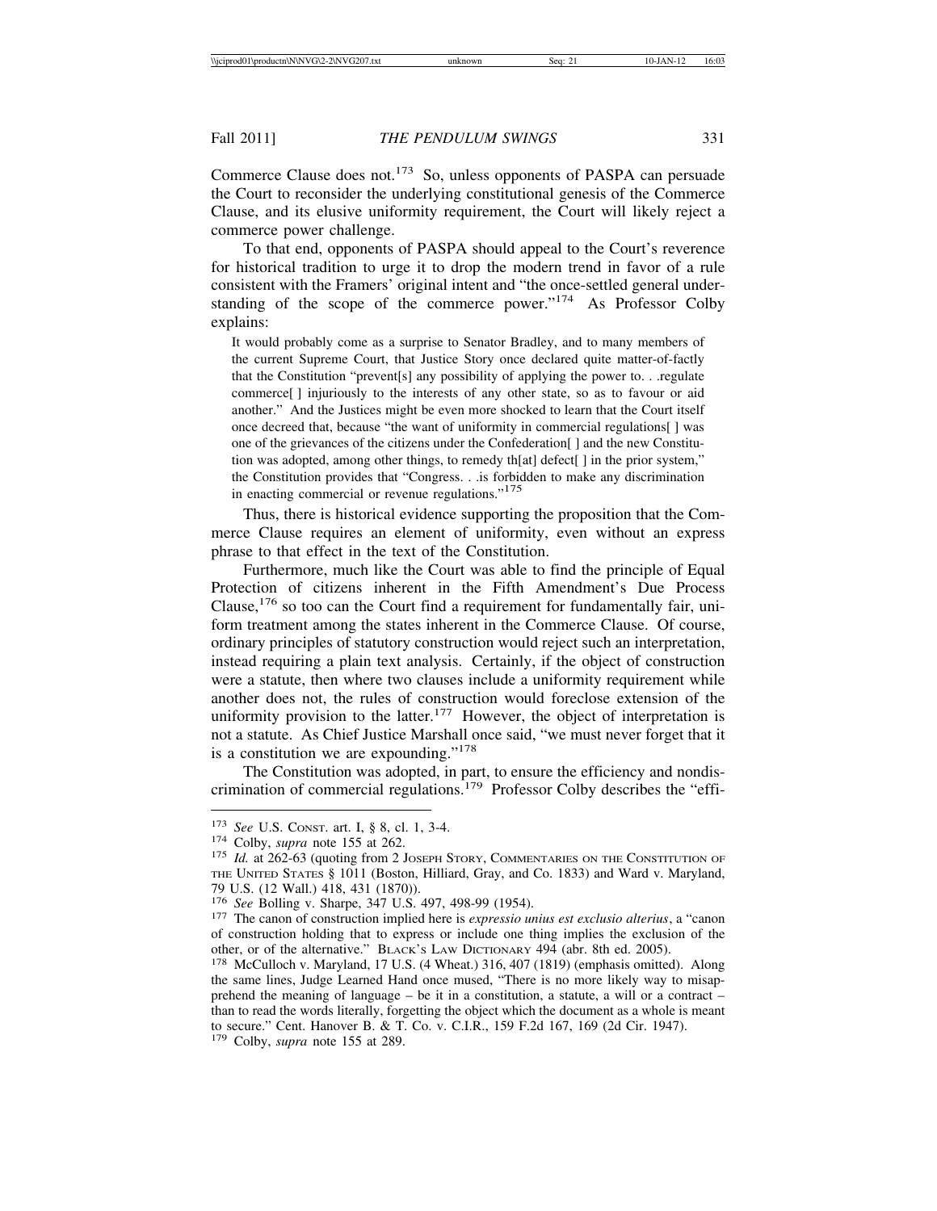Commerce Clause does not.[173] So, unless opponents of PASPA can persuade the Court to reconsider the underlying constitutional genesis of the Commerce Clause, and its elusive uniformity requirement, the Court will likely reject a commerce power challenge.

To that end, opponents of PASPA should appeal to the Court's reverence for historical tradition to urge it to drop the modern trend in favor of a rule consistent with the Framers' original intent and "the once-settled general understanding of the scope of the commerce power."[174] As Professor Colby explains:

> It would probably come as a surprise to Senator Bradley, and to many members of the current Supreme Court, that Justice Story once declared quite matter-of-factly that the Constitution "prevent[s] any possibility of applying the power to. . .regulate commerce[ ] injuriously to the interests of any other state, so as to favour or aid another." And the Justices might be even more shocked to learn that the Court itself once decreed that, because "the want of uniformity in commercial regulations[ ] was one of the grievances of the citizens under the Confederation[ ] and the new Constitution was adopted, among other things, to remedy th[at] defect[ ] in the prior system," the Constitution provides that "Congress. . .is forbidden to make any discrimination in enacting commercial or revenue regulations."[175]

Thus, there is historical evidence supporting the proposition that the Commerce Clause requires an element of uniformity, even without an express phrase to that effect in the text of the Constitution.

Furthermore, much like the Court was able to find the principle of Equal Protection of citizens inherent in the Fifth Amendment's Due Process Clause,[176] so too can the Court find a requirement for fundamentally fair, uniform treatment among the states inherent in the Commerce Clause. Of course, ordinary principles of statutory construction would reject such an interpretation, instead requiring a plain text analysis. Certainly, if the object of construction were a statute, then where two clauses include a uniformity requirement while another does not, the rules of construction would foreclose extension of the uniformity provision to the latter.[177] However, the object of interpretation is not a statute. As Chief Justice Marshall once said, "we must never forget that it is a constitution we are expounding."[178]

The Constitution was adopted, in part, to ensure the efficiency and nondiscrimination of commercial regulations.[179] Professor Colby describes the "effi-

---

[173] *See* U.S. Const. art. I, § 8, cl. 1, 3-4.

[174] Colby, *supra* note 155 at 262.

[175] *Id.* at 262-63 (quoting from 2 Joseph Story, Commentaries on the Constitution of the United States § 1011 (Boston, Hilliard, Gray, and Co. 1833) and Ward v. Maryland, 79 U.S. (12 Wall.) 418, 431 (1870)).

[176] *See* Bolling v. Sharpe, 347 U.S. 497, 498-99 (1954).

[177] The canon of construction implied here is *expressio unius est exclusio alterius*, a "canon of construction holding that to express or include one thing implies the exclusion of the other, or of the alternative." Black's Law Dictionary 494 (abr. 8th ed. 2005).

[178] McCulloch v. Maryland, 17 U.S. (4 Wheat.) 316, 407 (1819) (emphasis omitted). Along the same lines, Judge Learned Hand once mused, "There is no more likely way to misapprehend the meaning of language – be it in a constitution, a statute, a will or a contract – than to read the words literally, forgetting the object which the document as a whole is meant to secure." Cent. Hanover B. & T. Co. v. C.I.R., 159 F.2d 167, 169 (2d Cir. 1947).

[179] Colby, *supra* note 155 at 289.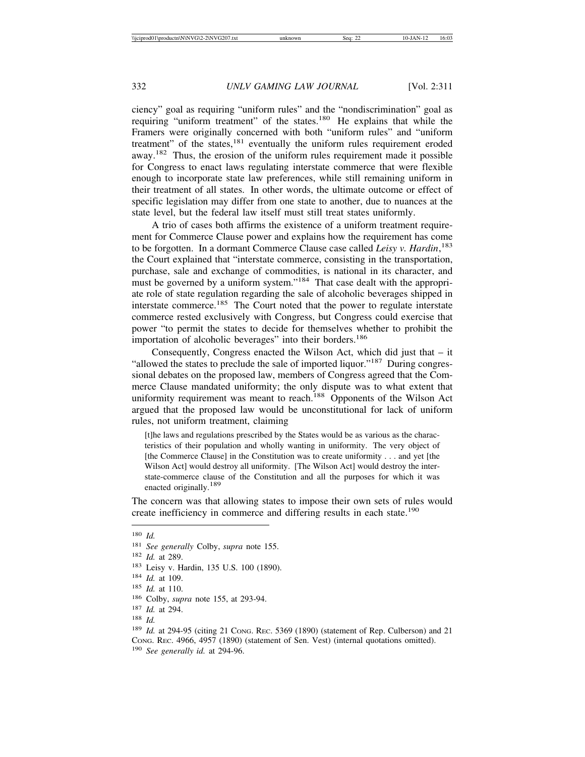ciency" goal as requiring "uniform rules" and the "nondiscrimination" goal as requiring "uniform treatment" of the states.[180] He explains that while the Framers were originally concerned with both "uniform rules" and "uniform treatment" of the states,[181] eventually the uniform rules requirement eroded away.[182] Thus, the erosion of the uniform rules requirement made it possible for Congress to enact laws regulating interstate commerce that were flexible enough to incorporate state law preferences, while still remaining uniform in their treatment of all states. In other words, the ultimate outcome or effect of specific legislation may differ from one state to another, due to nuances at the state level, but the federal law itself must still treat states uniformly.

A trio of cases both affirms the existence of a uniform treatment requirement for Commerce Clause power and explains how the requirement has come to be forgotten. In a dormant Commerce Clause case called *Leisy v. Hardin*,[183] the Court explained that "interstate commerce, consisting in the transportation, purchase, sale and exchange of commodities, is national in its character, and must be governed by a uniform system."[184] That case dealt with the appropriate role of state regulation regarding the sale of alcoholic beverages shipped in interstate commerce.[185] The Court noted that the power to regulate interstate commerce rested exclusively with Congress, but Congress could exercise that power "to permit the states to decide for themselves whether to prohibit the importation of alcoholic beverages" into their borders.[186]

Consequently, Congress enacted the Wilson Act, which did just that – it "allowed the states to preclude the sale of imported liquor."[187] During congressional debates on the proposed law, members of Congress agreed that the Commerce Clause mandated uniformity; the only dispute was to what extent that uniformity requirement was meant to reach.[188] Opponents of the Wilson Act argued that the proposed law would be unconstitutional for lack of uniform rules, not uniform treatment, claiming

> [t]he laws and regulations prescribed by the States would be as various as the characteristics of their population and wholly wanting in uniformity. The very object of [the Commerce Clause] in the Constitution was to create uniformity . . . and yet [the Wilson Act] would destroy all uniformity. [The Wilson Act] would destroy the interstate-commerce clause of the Constitution and all the purposes for which it was enacted originally.[189]

The concern was that allowing states to impose their own sets of rules would create inefficiency in commerce and differing results in each state.[190]

---

[180] *Id.*

[181] *See generally* Colby, *supra* note 155.

[182] *Id.* at 289.

[183] Leisy v. Hardin, 135 U.S. 100 (1890).

[184] *Id.* at 109.

[185] *Id.* at 110.

[186] Colby, *supra* note 155, at 293-94.

[187] *Id.* at 294.

[188] *Id.*

[189] *Id.* at 294-95 (citing 21 CONG. REC. 5369 (1890) (statement of Rep. Culberson) and 21 CONG. REC. 4966, 4957 (1890) (statement of Sen. Vest) (internal quotations omitted).

[190] *See generally id.* at 294-96.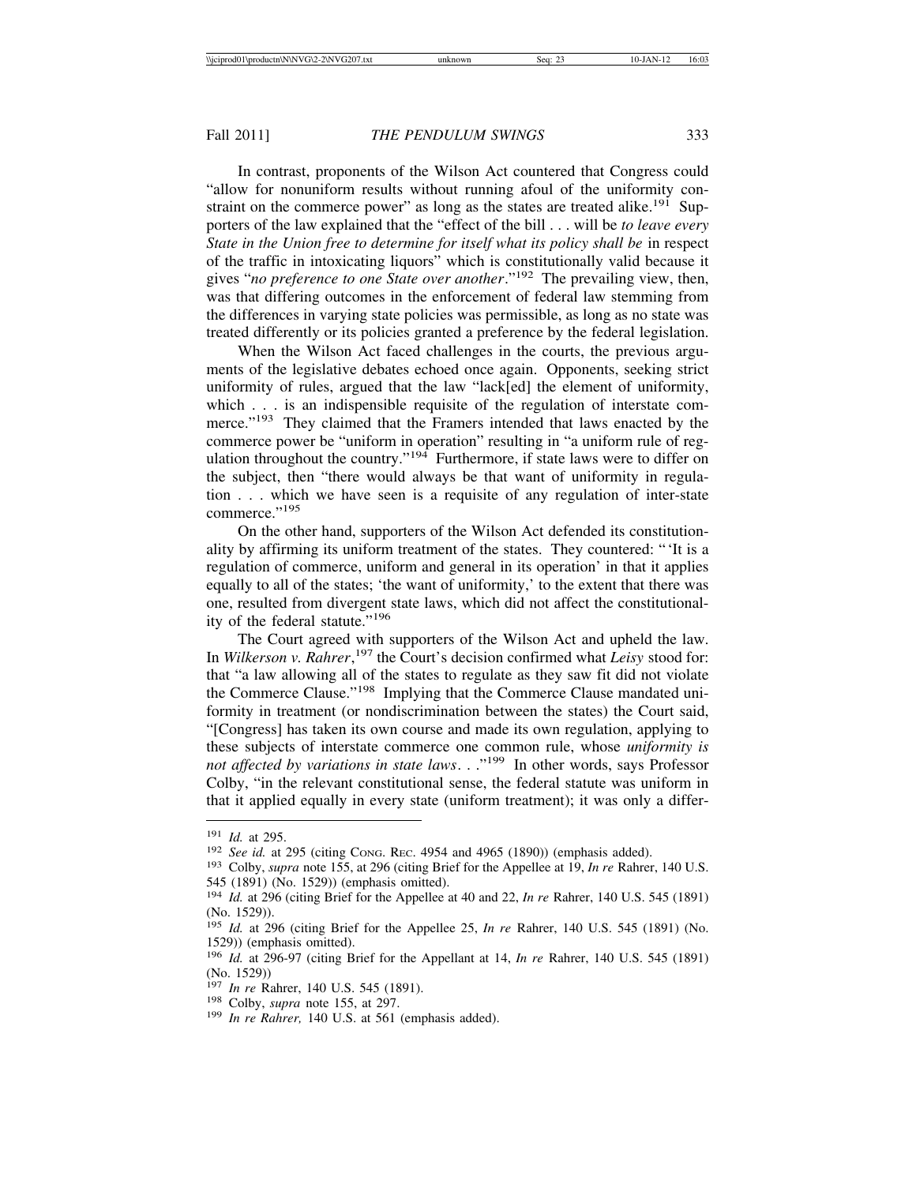In contrast, proponents of the Wilson Act countered that Congress could "allow for nonuniform results without running afoul of the uniformity constraint on the commerce power" as long as the states are treated alike.[191] Supporters of the law explained that the "effect of the bill . . . will be *to leave every State in the Union free to determine for itself what its policy shall be* in respect of the traffic in intoxicating liquors" which is constitutionally valid because it gives "*no preference to one State over another*."[192] The prevailing view, then, was that differing outcomes in the enforcement of federal law stemming from the differences in varying state policies was permissible, as long as no state was treated differently or its policies granted a preference by the federal legislation.

When the Wilson Act faced challenges in the courts, the previous arguments of the legislative debates echoed once again. Opponents, seeking strict uniformity of rules, argued that the law "lack[ed] the element of uniformity, which . . . is an indispensible requisite of the regulation of interstate commerce."[193] They claimed that the Framers intended that laws enacted by the commerce power be "uniform in operation" resulting in "a uniform rule of regulation throughout the country."[194] Furthermore, if state laws were to differ on the subject, then "there would always be that want of uniformity in regulation . . . which we have seen is a requisite of any regulation of inter-state commerce."[195]

On the other hand, supporters of the Wilson Act defended its constitutionality by affirming its uniform treatment of the states. They countered: "'It is a regulation of commerce, uniform and general in its operation' in that it applies equally to all of the states; 'the want of uniformity,' to the extent that there was one, resulted from divergent state laws, which did not affect the constitutionality of the federal statute."[196]

The Court agreed with supporters of the Wilson Act and upheld the law. In *Wilkerson v. Rahrer*,[197] the Court's decision confirmed what *Leisy* stood for: that "a law allowing all of the states to regulate as they saw fit did not violate the Commerce Clause."[198] Implying that the Commerce Clause mandated uniformity in treatment (or nondiscrimination between the states) the Court said, "[Congress] has taken its own course and made its own regulation, applying to these subjects of interstate commerce one common rule, whose *uniformity is not affected by variations in state laws*. . ."[199] In other words, says Professor Colby, "in the relevant constitutional sense, the federal statute was uniform in that it applied equally in every state (uniform treatment); it was only a differ-

---

[191] *Id.* at 295.

[192] *See id.* at 295 (citing CONG. REC. 4954 and 4965 (1890)) (emphasis added).

[193] Colby, *supra* note 155, at 296 (citing Brief for the Appellee at 19, *In re* Rahrer, 140 U.S. 545 (1891) (No. 1529)) (emphasis omitted).

[194] *Id.* at 296 (citing Brief for the Appellee at 40 and 22, *In re* Rahrer, 140 U.S. 545 (1891) (No. 1529)).

[195] *Id.* at 296 (citing Brief for the Appellee 25, *In re* Rahrer, 140 U.S. 545 (1891) (No. 1529)) (emphasis omitted).

[196] *Id.* at 296-97 (citing Brief for the Appellant at 14, *In re* Rahrer, 140 U.S. 545 (1891) (No. 1529))

[197] *In re* Rahrer, 140 U.S. 545 (1891).

[198] Colby, *supra* note 155, at 297.

[199] *In re Rahrer,* 140 U.S. at 561 (emphasis added).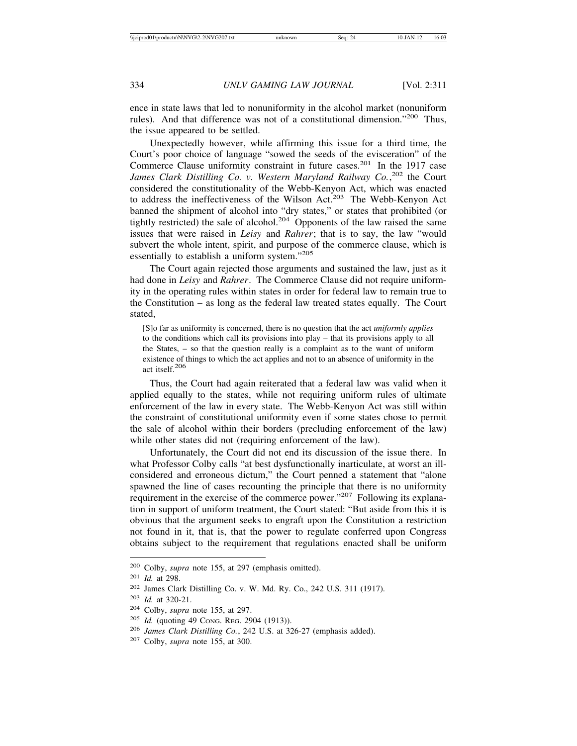ence in state laws that led to nonuniformity in the alcohol market (nonuniform rules). And that difference was not of a constitutional dimension."[200] Thus, the issue appeared to be settled.

Unexpectedly however, while affirming this issue for a third time, the Court's poor choice of language "sowed the seeds of the evisceration" of the Commerce Clause uniformity constraint in future cases.[201] In the 1917 case *James Clark Distilling Co. v. Western Maryland Railway Co.*,[202] the Court considered the constitutionality of the Webb-Kenyon Act, which was enacted to address the ineffectiveness of the Wilson Act.[203] The Webb-Kenyon Act banned the shipment of alcohol into "dry states," or states that prohibited (or tightly restricted) the sale of alcohol.[204] Opponents of the law raised the same issues that were raised in *Leisy* and *Rahrer*; that is to say, the law "would subvert the whole intent, spirit, and purpose of the commerce clause, which is essentially to establish a uniform system."[205]

The Court again rejected those arguments and sustained the law, just as it had done in *Leisy* and *Rahrer*. The Commerce Clause did not require uniformity in the operating rules within states in order for federal law to remain true to the Constitution – as long as the federal law treated states equally. The Court stated,

> [S]o far as uniformity is concerned, there is no question that the act *uniformly applies* to the conditions which call its provisions into play – that its provisions apply to all the States, – so that the question really is a complaint as to the want of uniform existence of things to which the act applies and not to an absence of uniformity in the act itself.[206]

Thus, the Court had again reiterated that a federal law was valid when it applied equally to the states, while not requiring uniform rules of ultimate enforcement of the law in every state. The Webb-Kenyon Act was still within the constraint of constitutional uniformity even if some states chose to permit the sale of alcohol within their borders (precluding enforcement of the law) while other states did not (requiring enforcement of the law).

Unfortunately, the Court did not end its discussion of the issue there. In what Professor Colby calls "at best dysfunctionally inarticulate, at worst an ill-considered and erroneous dictum," the Court penned a statement that "alone spawned the line of cases recounting the principle that there is no uniformity requirement in the exercise of the commerce power."[207] Following its explanation in support of uniform treatment, the Court stated: "But aside from this it is obvious that the argument seeks to engraft upon the Constitution a restriction not found in it, that is, that the power to regulate conferred upon Congress obtains subject to the requirement that regulations enacted shall be uniform

---

[200] Colby, *supra* note 155, at 297 (emphasis omitted).
[201] *Id.* at 298.
[202] James Clark Distilling Co. v. W. Md. Ry. Co., 242 U.S. 311 (1917).
[203] *Id.* at 320-21.
[204] Colby, *supra* note 155, at 297.
[205] *Id.* (quoting 49 CONG. REG. 2904 (1913)).
[206] *James Clark Distilling Co.*, 242 U.S. at 326-27 (emphasis added).
[207] Colby, *supra* note 155, at 300.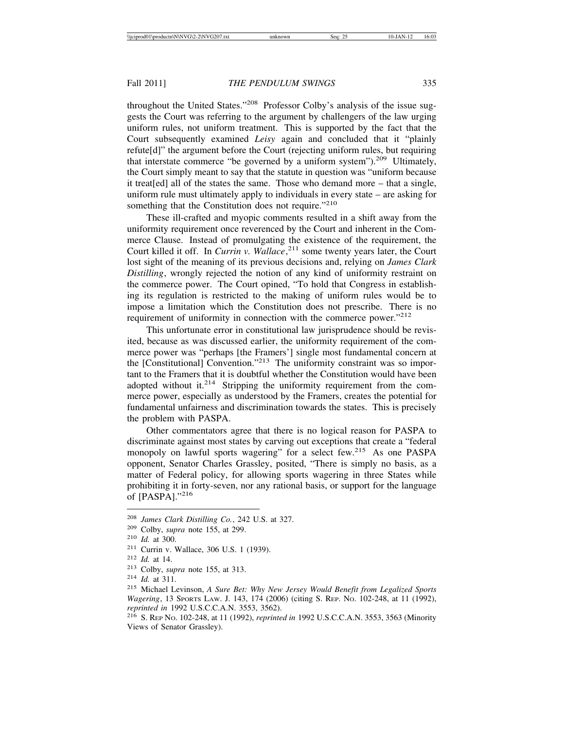throughout the United States."[208] Professor Colby's analysis of the issue suggests the Court was referring to the argument by challengers of the law urging uniform rules, not uniform treatment. This is supported by the fact that the Court subsequently examined *Leisy* again and concluded that it "plainly refute[d]" the argument before the Court (rejecting uniform rules, but requiring that interstate commerce "be governed by a uniform system").[209] Ultimately, the Court simply meant to say that the statute in question was "uniform because it treat[ed] all of the states the same. Those who demand more – that a single, uniform rule must ultimately apply to individuals in every state – are asking for something that the Constitution does not require."[210]

These ill-crafted and myopic comments resulted in a shift away from the uniformity requirement once reverenced by the Court and inherent in the Commerce Clause. Instead of promulgating the existence of the requirement, the Court killed it off. In *Currin v. Wallace*,[211] some twenty years later, the Court lost sight of the meaning of its previous decisions and, relying on *James Clark Distilling*, wrongly rejected the notion of any kind of uniformity restraint on the commerce power. The Court opined, "To hold that Congress in establishing its regulation is restricted to the making of uniform rules would be to impose a limitation which the Constitution does not prescribe. There is no requirement of uniformity in connection with the commerce power."[212]

This unfortunate error in constitutional law jurisprudence should be revisited, because as was discussed earlier, the uniformity requirement of the commerce power was "perhaps [the Framers'] single most fundamental concern at the [Constitutional] Convention."[213] The uniformity constraint was so important to the Framers that it is doubtful whether the Constitution would have been adopted without it.[214] Stripping the uniformity requirement from the commerce power, especially as understood by the Framers, creates the potential for fundamental unfairness and discrimination towards the states. This is precisely the problem with PASPA.

Other commentators agree that there is no logical reason for PASPA to discriminate against most states by carving out exceptions that create a "federal monopoly on lawful sports wagering" for a select few.[215] As one PASPA opponent, Senator Charles Grassley, posited, "There is simply no basis, as a matter of Federal policy, for allowing sports wagering in three States while prohibiting it in forty-seven, nor any rational basis, or support for the language of [PASPA]."[216]

---

[208] *James Clark Distilling Co.*, 242 U.S. at 327.

[209] Colby, *supra* note 155, at 299.

[210] *Id.* at 300.

[211] Currin v. Wallace, 306 U.S. 1 (1939).

[212] *Id.* at 14.

[213] Colby, *supra* note 155, at 313.

[214] *Id.* at 311.

[215] Michael Levinson, *A Sure Bet: Why New Jersey Would Benefit from Legalized Sports Wagering*, 13 SPORTS LAW. J. 143, 174 (2006) (citing S. REP. NO. 102-248, at 11 (1992), *reprinted in* 1992 U.S.C.C.A.N. 3553, 3562).

[216] S. REP NO. 102-248, at 11 (1992), *reprinted in* 1992 U.S.C.C.A.N. 3553, 3563 (Minority Views of Senator Grassley).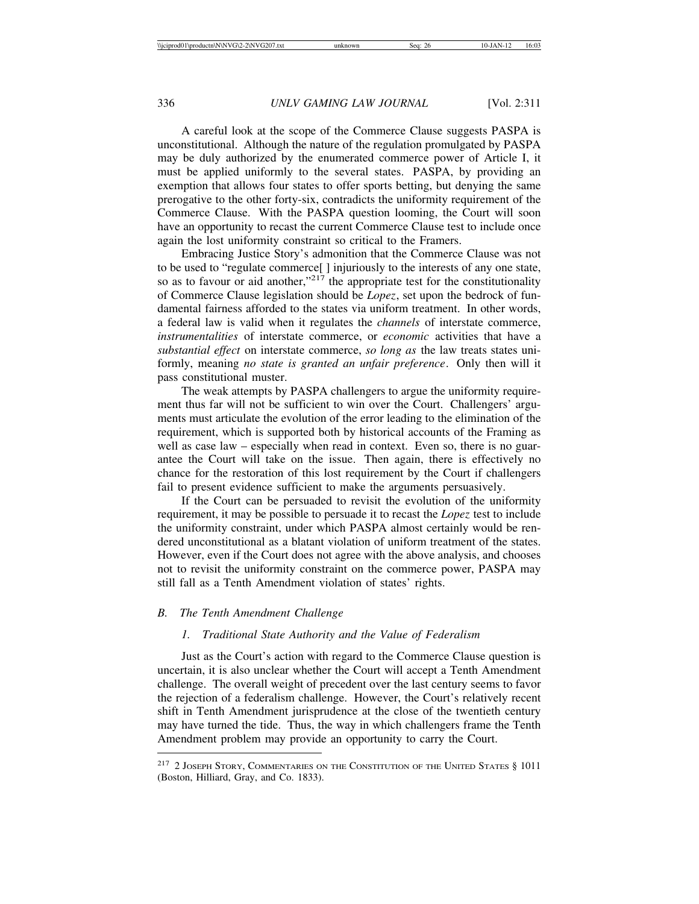A careful look at the scope of the Commerce Clause suggests PASPA is unconstitutional. Although the nature of the regulation promulgated by PASPA may be duly authorized by the enumerated commerce power of Article I, it must be applied uniformly to the several states. PASPA, by providing an exemption that allows four states to offer sports betting, but denying the same prerogative to the other forty-six, contradicts the uniformity requirement of the Commerce Clause. With the PASPA question looming, the Court will soon have an opportunity to recast the current Commerce Clause test to include once again the lost uniformity constraint so critical to the Framers.

Embracing Justice Story's admonition that the Commerce Clause was not to be used to "regulate commerce[ ] injuriously to the interests of any one state, so as to favour or aid another,"[217] the appropriate test for the constitutionality of Commerce Clause legislation should be *Lopez*, set upon the bedrock of fundamental fairness afforded to the states via uniform treatment. In other words, a federal law is valid when it regulates the *channels* of interstate commerce, *instrumentalities* of interstate commerce, or *economic* activities that have a *substantial effect* on interstate commerce, *so long as* the law treats states uniformly, meaning *no state is granted an unfair preference*. Only then will it pass constitutional muster.

The weak attempts by PASPA challengers to argue the uniformity requirement thus far will not be sufficient to win over the Court. Challengers' arguments must articulate the evolution of the error leading to the elimination of the requirement, which is supported both by historical accounts of the Framing as well as case law – especially when read in context. Even so, there is no guarantee the Court will take on the issue. Then again, there is effectively no chance for the restoration of this lost requirement by the Court if challengers fail to present evidence sufficient to make the arguments persuasively.

If the Court can be persuaded to revisit the evolution of the uniformity requirement, it may be possible to persuade it to recast the *Lopez* test to include the uniformity constraint, under which PASPA almost certainly would be rendered unconstitutional as a blatant violation of uniform treatment of the states. However, even if the Court does not agree with the above analysis, and chooses not to revisit the uniformity constraint on the commerce power, PASPA may still fall as a Tenth Amendment violation of states' rights.

### *B. The Tenth Amendment Challenge*

#### *1. Traditional State Authority and the Value of Federalism*

Just as the Court's action with regard to the Commerce Clause question is uncertain, it is also unclear whether the Court will accept a Tenth Amendment challenge. The overall weight of precedent over the last century seems to favor the rejection of a federalism challenge. However, the Court's relatively recent shift in Tenth Amendment jurisprudence at the close of the twentieth century may have turned the tide. Thus, the way in which challengers frame the Tenth Amendment problem may provide an opportunity to carry the Court.

---

[217] 2 JOSEPH STORY, COMMENTARIES ON THE CONSTITUTION OF THE UNITED STATES § 1011 (Boston, Hilliard, Gray, and Co. 1833).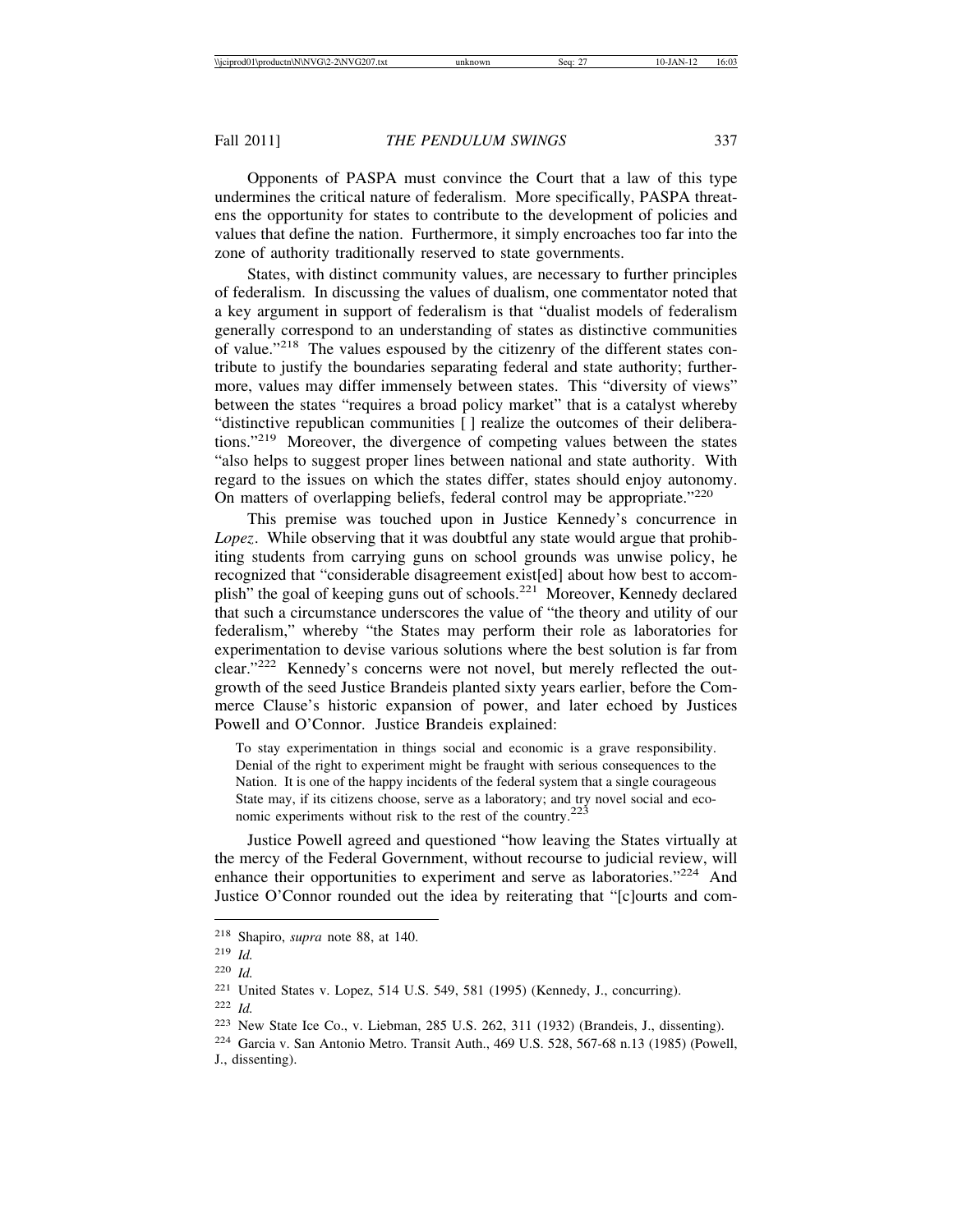Opponents of PASPA must convince the Court that a law of this type undermines the critical nature of federalism. More specifically, PASPA threatens the opportunity for states to contribute to the development of policies and values that define the nation. Furthermore, it simply encroaches too far into the zone of authority traditionally reserved to state governments.

States, with distinct community values, are necessary to further principles of federalism. In discussing the values of dualism, one commentator noted that a key argument in support of federalism is that "dualist models of federalism generally correspond to an understanding of states as distinctive communities of value."[218] The values espoused by the citizenry of the different states contribute to justify the boundaries separating federal and state authority; furthermore, values may differ immensely between states. This "diversity of views" between the states "requires a broad policy market" that is a catalyst whereby "distinctive republican communities [ ] realize the outcomes of their deliberations."[219] Moreover, the divergence of competing values between the states "also helps to suggest proper lines between national and state authority. With regard to the issues on which the states differ, states should enjoy autonomy. On matters of overlapping beliefs, federal control may be appropriate."[220]

This premise was touched upon in Justice Kennedy's concurrence in *Lopez*. While observing that it was doubtful any state would argue that prohibiting students from carrying guns on school grounds was unwise policy, he recognized that "considerable disagreement exist[ed] about how best to accomplish" the goal of keeping guns out of schools.[221] Moreover, Kennedy declared that such a circumstance underscores the value of "the theory and utility of our federalism," whereby "the States may perform their role as laboratories for experimentation to devise various solutions where the best solution is far from clear."[222] Kennedy's concerns were not novel, but merely reflected the outgrowth of the seed Justice Brandeis planted sixty years earlier, before the Commerce Clause's historic expansion of power, and later echoed by Justices Powell and O'Connor. Justice Brandeis explained:

> To stay experimentation in things social and economic is a grave responsibility. Denial of the right to experiment might be fraught with serious consequences to the Nation. It is one of the happy incidents of the federal system that a single courageous State may, if its citizens choose, serve as a laboratory; and try novel social and economic experiments without risk to the rest of the country.[223]

Justice Powell agreed and questioned "how leaving the States virtually at the mercy of the Federal Government, without recourse to judicial review, will enhance their opportunities to experiment and serve as laboratories."[224] And Justice O'Connor rounded out the idea by reiterating that "[c]ourts and com-

---

[218] Shapiro, *supra* note 88, at 140.

[219] *Id.*

[220] *Id.*

[221] United States v. Lopez, 514 U.S. 549, 581 (1995) (Kennedy, J., concurring).

[222] *Id.*

[223] New State Ice Co., v. Liebman, 285 U.S. 262, 311 (1932) (Brandeis, J., dissenting).

[224] Garcia v. San Antonio Metro. Transit Auth., 469 U.S. 528, 567-68 n.13 (1985) (Powell, J., dissenting).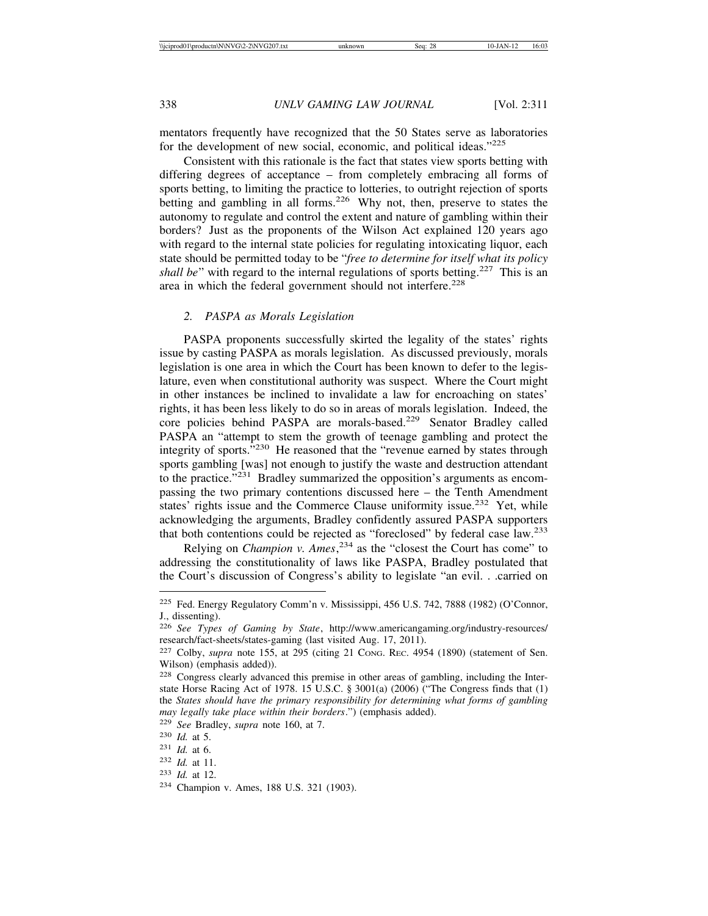mentators frequently have recognized that the 50 States serve as laboratories for the development of new social, economic, and political ideas."[225]

Consistent with this rationale is the fact that states view sports betting with differing degrees of acceptance – from completely embracing all forms of sports betting, to limiting the practice to lotteries, to outright rejection of sports betting and gambling in all forms.[226] Why not, then, preserve to states the autonomy to regulate and control the extent and nature of gambling within their borders? Just as the proponents of the Wilson Act explained 120 years ago with regard to the internal state policies for regulating intoxicating liquor, each state should be permitted today to be "*free to determine for itself what its policy shall be*" with regard to the internal regulations of sports betting.[227] This is an area in which the federal government should not interfere.[228]

### *2. PASPA as Morals Legislation*

PASPA proponents successfully skirted the legality of the states' rights issue by casting PASPA as morals legislation. As discussed previously, morals legislation is one area in which the Court has been known to defer to the legislature, even when constitutional authority was suspect. Where the Court might in other instances be inclined to invalidate a law for encroaching on states' rights, it has been less likely to do so in areas of morals legislation. Indeed, the core policies behind PASPA are morals-based.[229] Senator Bradley called PASPA an "attempt to stem the growth of teenage gambling and protect the integrity of sports."[230] He reasoned that the "revenue earned by states through sports gambling [was] not enough to justify the waste and destruction attendant to the practice."[231] Bradley summarized the opposition's arguments as encompassing the two primary contentions discussed here – the Tenth Amendment states' rights issue and the Commerce Clause uniformity issue.[232] Yet, while acknowledging the arguments, Bradley confidently assured PASPA supporters that both contentions could be rejected as "foreclosed" by federal case law.[233]

Relying on *Champion v. Ames*,[234] as the "closest the Court has come" to addressing the constitutionality of laws like PASPA, Bradley postulated that the Court's discussion of Congress's ability to legislate "an evil. . .carried on

---

[225] Fed. Energy Regulatory Comm'n v. Mississippi, 456 U.S. 742, 7888 (1982) (O'Connor, J., dissenting).

[226] *See Types of Gaming by State*, http://www.americangaming.org/industry-resources/research/fact-sheets/states-gaming (last visited Aug. 17, 2011).

[227] Colby, *supra* note 155, at 295 (citing 21 CONG. REC. 4954 (1890) (statement of Sen. Wilson) (emphasis added)).

[228] Congress clearly advanced this premise in other areas of gambling, including the Interstate Horse Racing Act of 1978. 15 U.S.C. § 3001(a) (2006) ("The Congress finds that (1) the *States should have the primary responsibility for determining what forms of gambling may legally take place within their borders*.") (emphasis added).

[229] *See* Bradley, *supra* note 160, at 7.

[230] *Id.* at 5.

[231] *Id.* at 6.

[232] *Id.* at 11.

[233] *Id.* at 12.

[234] Champion v. Ames, 188 U.S. 321 (1903).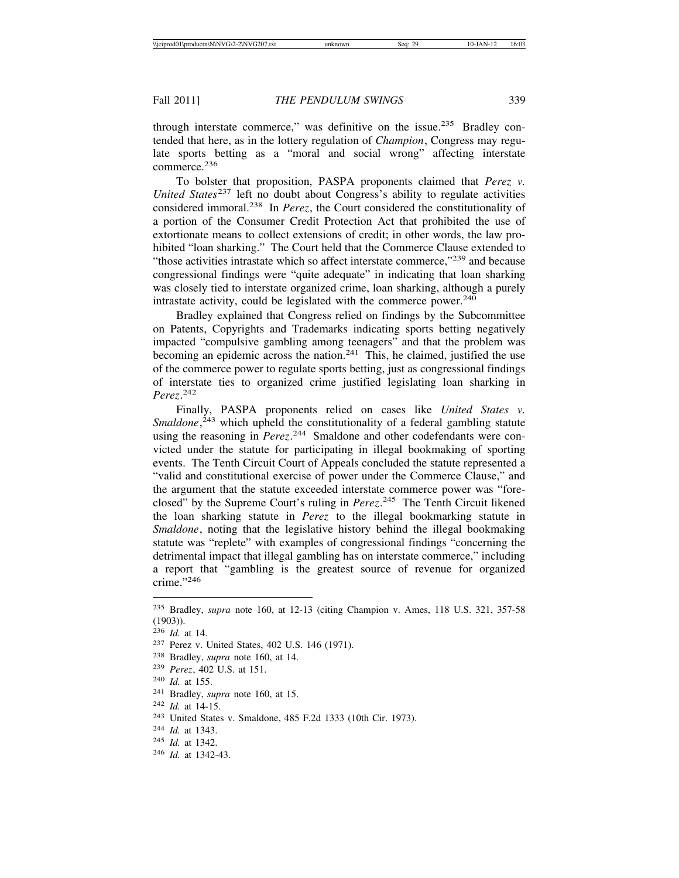through interstate commerce," was definitive on the issue.[235] Bradley contended that here, as in the lottery regulation of *Champion*, Congress may regulate sports betting as a "moral and social wrong" affecting interstate commerce.[236]

To bolster that proposition, PASPA proponents claimed that *Perez v. United States*[237] left no doubt about Congress's ability to regulate activities considered immoral.[238] In *Perez*, the Court considered the constitutionality of a portion of the Consumer Credit Protection Act that prohibited the use of extortionate means to collect extensions of credit; in other words, the law prohibited "loan sharking." The Court held that the Commerce Clause extended to "those activities intrastate which so affect interstate commerce,"[239] and because congressional findings were "quite adequate" in indicating that loan sharking was closely tied to interstate organized crime, loan sharking, although a purely intrastate activity, could be legislated with the commerce power.[240]

Bradley explained that Congress relied on findings by the Subcommittee on Patents, Copyrights and Trademarks indicating sports betting negatively impacted "compulsive gambling among teenagers" and that the problem was becoming an epidemic across the nation.[241] This, he claimed, justified the use of the commerce power to regulate sports betting, just as congressional findings of interstate ties to organized crime justified legislating loan sharking in *Perez*.[242]

Finally, PASPA proponents relied on cases like *United States v. Smaldone*,[243] which upheld the constitutionality of a federal gambling statute using the reasoning in *Perez*.[244] Smaldone and other codefendants were convicted under the statute for participating in illegal bookmaking of sporting events. The Tenth Circuit Court of Appeals concluded the statute represented a "valid and constitutional exercise of power under the Commerce Clause," and the argument that the statute exceeded interstate commerce power was "foreclosed" by the Supreme Court's ruling in *Perez*.[245] The Tenth Circuit likened the loan sharking statute in *Perez* to the illegal bookmarking statute in *Smaldone*, noting that the legislative history behind the illegal bookmaking statute was "replete" with examples of congressional findings "concerning the detrimental impact that illegal gambling has on interstate commerce," including a report that "gambling is the greatest source of revenue for organized crime."[246]

---

[235] Bradley, *supra* note 160, at 12-13 (citing Champion v. Ames, 118 U.S. 321, 357-58 (1903)).

[236] *Id.* at 14.

[237] Perez v. United States, 402 U.S. 146 (1971).

[238] Bradley, *supra* note 160, at 14.

[239] *Perez*, 402 U.S. at 151.

[240] *Id.* at 155.

[241] Bradley, *supra* note 160, at 15.

[242] *Id.* at 14-15.

[243] United States v. Smaldone, 485 F.2d 1333 (10th Cir. 1973).

[244] *Id.* at 1343.

[245] *Id.* at 1342.

[246] *Id.* at 1342-43.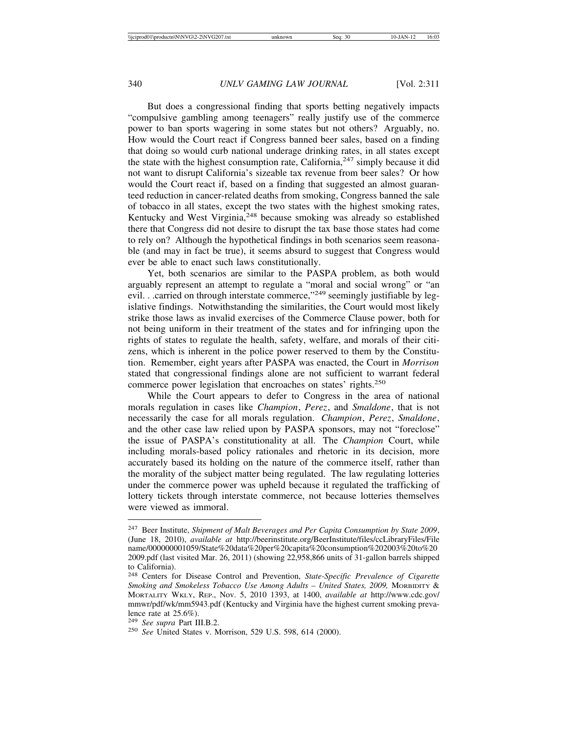But does a congressional finding that sports betting negatively impacts "compulsive gambling among teenagers" really justify use of the commerce power to ban sports wagering in some states but not others? Arguably, no. How would the Court react if Congress banned beer sales, based on a finding that doing so would curb national underage drinking rates, in all states except the state with the highest consumption rate, California,[247] simply because it did not want to disrupt California's sizeable tax revenue from beer sales? Or how would the Court react if, based on a finding that suggested an almost guaranteed reduction in cancer-related deaths from smoking, Congress banned the sale of tobacco in all states, except the two states with the highest smoking rates, Kentucky and West Virginia,[248] because smoking was already so established there that Congress did not desire to disrupt the tax base those states had come to rely on? Although the hypothetical findings in both scenarios seem reasonable (and may in fact be true), it seems absurd to suggest that Congress would ever be able to enact such laws constitutionally.

Yet, both scenarios are similar to the PASPA problem, as both would arguably represent an attempt to regulate a "moral and social wrong" or "an evil. . .carried on through interstate commerce,"[249] seemingly justifiable by legislative findings. Notwithstanding the similarities, the Court would most likely strike those laws as invalid exercises of the Commerce Clause power, both for not being uniform in their treatment of the states and for infringing upon the rights of states to regulate the health, safety, welfare, and morals of their citizens, which is inherent in the police power reserved to them by the Constitution. Remember, eight years after PASPA was enacted, the Court in *Morrison* stated that congressional findings alone are not sufficient to warrant federal commerce power legislation that encroaches on states' rights.[250]

While the Court appears to defer to Congress in the area of national morals regulation in cases like *Champion*, *Perez*, and *Smaldone*, that is not necessarily the case for all morals regulation. *Champion*, *Perez*, *Smaldone*, and the other case law relied upon by PASPA sponsors, may not "foreclose" the issue of PASPA's constitutionality at all. The *Champion* Court, while including morals-based policy rationales and rhetoric in its decision, more accurately based its holding on the nature of the commerce itself, rather than the morality of the subject matter being regulated. The law regulating lotteries under the commerce power was upheld because it regulated the trafficking of lottery tickets through interstate commerce, not because lotteries themselves were viewed as immoral.

---

[247] Beer Institute, *Shipment of Malt Beverages and Per Capita Consumption by State 2009*, (June 18, 2010), *available at* http://beerinstitute.org/BeerInstitute/files/ccLibraryFiles/Filename/000000001059/State%20data%20per%20capita%20consumption%202003%20to%202009.pdf (last visited Mar. 26, 2011) (showing 22,958,866 units of 31-gallon barrels shipped to California).

[248] Centers for Disease Control and Prevention, *State-Specific Prevalence of Cigarette Smoking and Smokeless Tobacco Use Among Adults – United States, 2009,* MORBIDITY & MORTALITY WKLY. REP., Nov. 5, 2010 1393, at 1400, *available at* http://www.cdc.gov/mmwr/pdf/wk/mm5943.pdf (Kentucky and Virginia have the highest current smoking prevalence rate at 25.6%).

[249] *See supra* Part III.B.2.

[250] *See* United States v. Morrison, 529 U.S. 598, 614 (2000).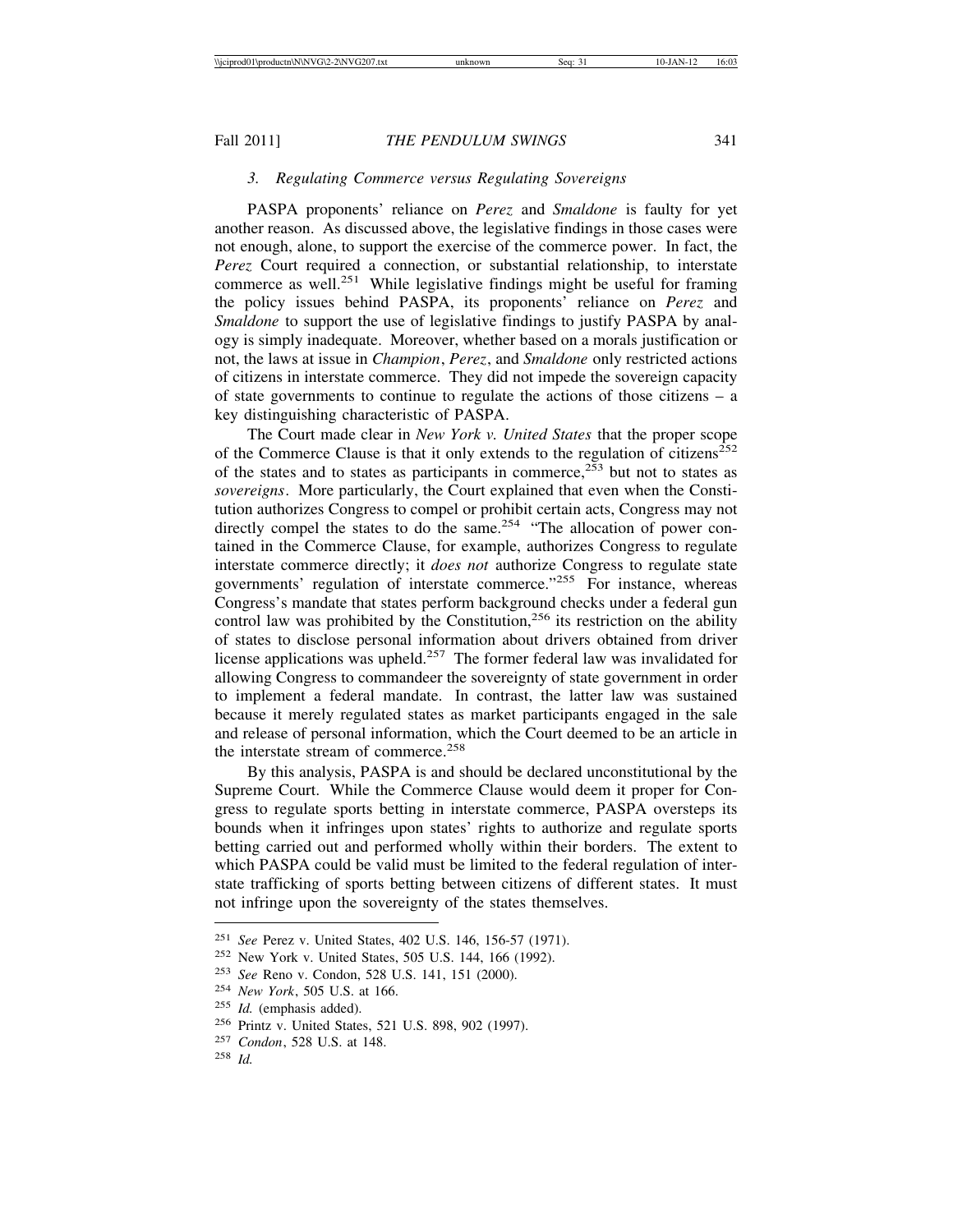### 3. Regulating Commerce versus Regulating Sovereigns

PASPA proponents' reliance on *Perez* and *Smaldone* is faulty for yet another reason. As discussed above, the legislative findings in those cases were not enough, alone, to support the exercise of the commerce power. In fact, the *Perez* Court required a connection, or substantial relationship, to interstate commerce as well.[251] While legislative findings might be useful for framing the policy issues behind PASPA, its proponents' reliance on *Perez* and *Smaldone* to support the use of legislative findings to justify PASPA by analogy is simply inadequate. Moreover, whether based on a morals justification or not, the laws at issue in *Champion*, *Perez*, and *Smaldone* only restricted actions of citizens in interstate commerce. They did not impede the sovereign capacity of state governments to continue to regulate the actions of those citizens – a key distinguishing characteristic of PASPA.

The Court made clear in *New York v. United States* that the proper scope of the Commerce Clause is that it only extends to the regulation of citizens[252] of the states and to states as participants in commerce,[253] but not to states as *sovereigns*. More particularly, the Court explained that even when the Constitution authorizes Congress to compel or prohibit certain acts, Congress may not directly compel the states to do the same.[254] "The allocation of power contained in the Commerce Clause, for example, authorizes Congress to regulate interstate commerce directly; it *does not* authorize Congress to regulate state governments' regulation of interstate commerce."[255] For instance, whereas Congress's mandate that states perform background checks under a federal gun control law was prohibited by the Constitution,[256] its restriction on the ability of states to disclose personal information about drivers obtained from driver license applications was upheld.[257] The former federal law was invalidated for allowing Congress to commandeer the sovereignty of state government in order to implement a federal mandate. In contrast, the latter law was sustained because it merely regulated states as market participants engaged in the sale and release of personal information, which the Court deemed to be an article in the interstate stream of commerce.[258]

By this analysis, PASPA is and should be declared unconstitutional by the Supreme Court. While the Commerce Clause would deem it proper for Congress to regulate sports betting in interstate commerce, PASPA oversteps its bounds when it infringes upon states' rights to authorize and regulate sports betting carried out and performed wholly within their borders. The extent to which PASPA could be valid must be limited to the federal regulation of interstate trafficking of sports betting between citizens of different states. It must not infringe upon the sovereignty of the states themselves.

---

[251] *See* Perez v. United States, 402 U.S. 146, 156-57 (1971).

[252] New York v. United States, 505 U.S. 144, 166 (1992).

[253] *See* Reno v. Condon, 528 U.S. 141, 151 (2000).

[254] *New York*, 505 U.S. at 166.

[255] *Id.* (emphasis added).

[256] Printz v. United States, 521 U.S. 898, 902 (1997).

[257] *Condon*, 528 U.S. at 148.

[258] *Id.*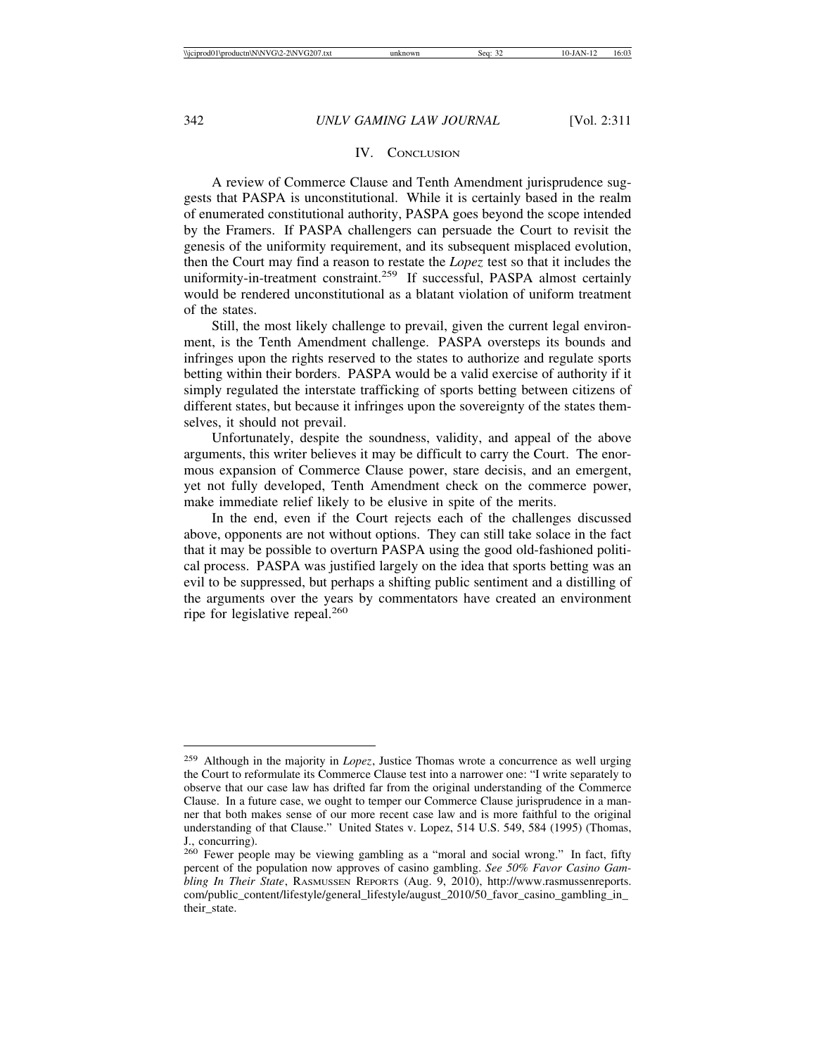## IV. Conclusion

A review of Commerce Clause and Tenth Amendment jurisprudence suggests that PASPA is unconstitutional. While it is certainly based in the realm of enumerated constitutional authority, PASPA goes beyond the scope intended by the Framers. If PASPA challengers can persuade the Court to revisit the genesis of the uniformity requirement, and its subsequent misplaced evolution, then the Court may find a reason to restate the *Lopez* test so that it includes the uniformity-in-treatment constraint.[259] If successful, PASPA almost certainly would be rendered unconstitutional as a blatant violation of uniform treatment of the states.

Still, the most likely challenge to prevail, given the current legal environment, is the Tenth Amendment challenge. PASPA oversteps its bounds and infringes upon the rights reserved to the states to authorize and regulate sports betting within their borders. PASPA would be a valid exercise of authority if it simply regulated the interstate trafficking of sports betting between citizens of different states, but because it infringes upon the sovereignty of the states themselves, it should not prevail.

Unfortunately, despite the soundness, validity, and appeal of the above arguments, this writer believes it may be difficult to carry the Court. The enormous expansion of Commerce Clause power, stare decisis, and an emergent, yet not fully developed, Tenth Amendment check on the commerce power, make immediate relief likely to be elusive in spite of the merits.

In the end, even if the Court rejects each of the challenges discussed above, opponents are not without options. They can still take solace in the fact that it may be possible to overturn PASPA using the good old-fashioned political process. PASPA was justified largely on the idea that sports betting was an evil to be suppressed, but perhaps a shifting public sentiment and a distilling of the arguments over the years by commentators have created an environment ripe for legislative repeal.[260]

---

[259] Although in the majority in *Lopez*, Justice Thomas wrote a concurrence as well urging the Court to reformulate its Commerce Clause test into a narrower one: "I write separately to observe that our case law has drifted far from the original understanding of the Commerce Clause. In a future case, we ought to temper our Commerce Clause jurisprudence in a manner that both makes sense of our more recent case law and is more faithful to the original understanding of that Clause." United States v. Lopez, 514 U.S. 549, 584 (1995) (Thomas, J., concurring).

[260] Fewer people may be viewing gambling as a "moral and social wrong." In fact, fifty percent of the population now approves of casino gambling. *See 50% Favor Casino Gambling In Their State*, Rasmussen Reports (Aug. 9, 2010), http://www.rasmussenreports.com/public_content/lifestyle/general_lifestyle/august_2010/50_favor_casino_gambling_in_their_state.